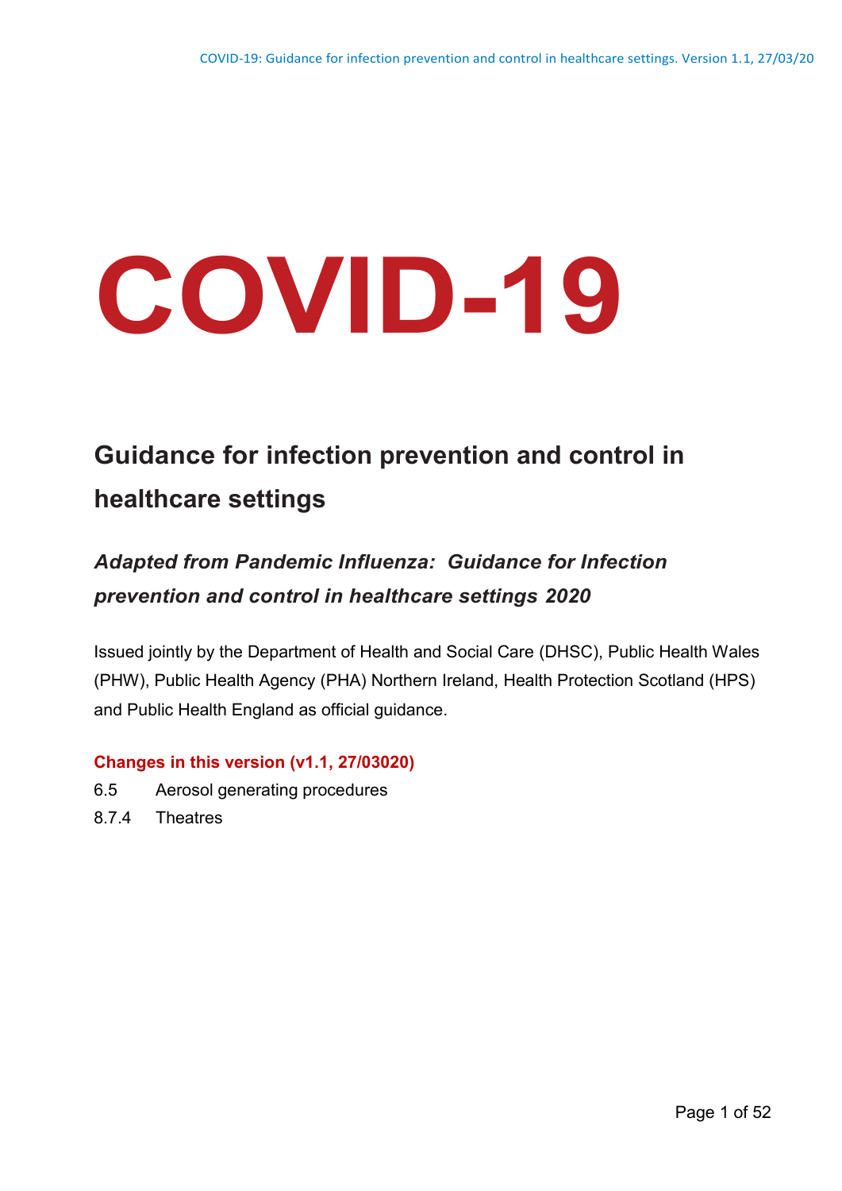# COVID-19

## Guidance for infection prevention and control in healthcare settings

### *Adapted from Pandemic Influenza: Guidance for Infection prevention and control in healthcare settings 2020*

Issued jointly by the Department of Health and Social Care (DHSC), Public Health Wales (PHW), Public Health Agency (PHA) Northern Ireland, Health Protection Scotland (HPS) and Public Health England as official guidance.

**Changes in this version (v1.1, 27/03020)**

6.5 Aerosol generating procedures

8.7.4 Theatres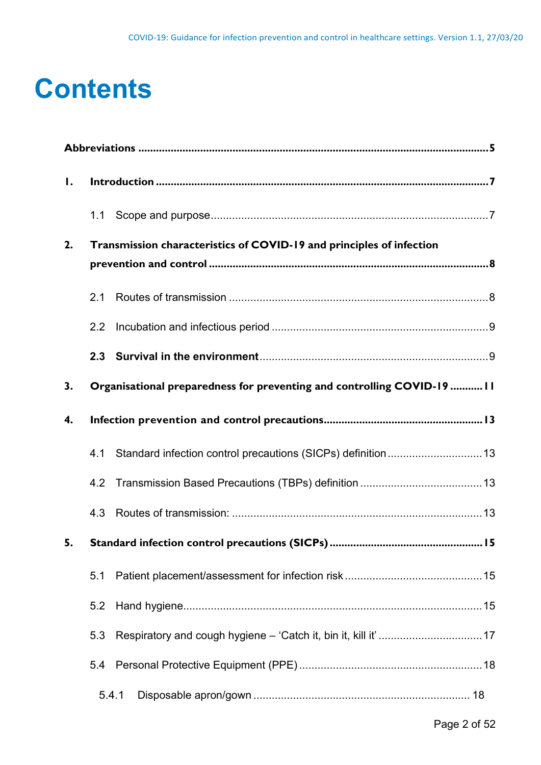# Contents

**Abbreviations** ..... **5**

**1. Introduction** ..... **7**

1.1 Scope and purpose ..... 7

**2. Transmission characteristics of COVID-19 and principles of infection prevention and control** ..... **8**

2.1 Routes of transmission ..... 8

2.2 Incubation and infectious period ..... 9

**2.3 Survival in the environment** ..... 9

**3. Organisational preparedness for preventing and controlling COVID-19** ..... **11**

**4. Infection prevention and control precautions** ..... **13**

4.1 Standard infection control precautions (SICPs) definition ..... 13

4.2 Transmission Based Precautions (TBPs) definition ..... 13

4.3 Routes of transmission: ..... 13

**5. Standard infection control precautions (SICPs)** ..... **15**

5.1 Patient placement/assessment for infection risk ..... 15

5.2 Hand hygiene ..... 15

5.3 Respiratory and cough hygiene – 'Catch it, bin it, kill it' ..... 17

5.4 Personal Protective Equipment (PPE) ..... 18

5.4.1 Disposable apron/gown ..... 18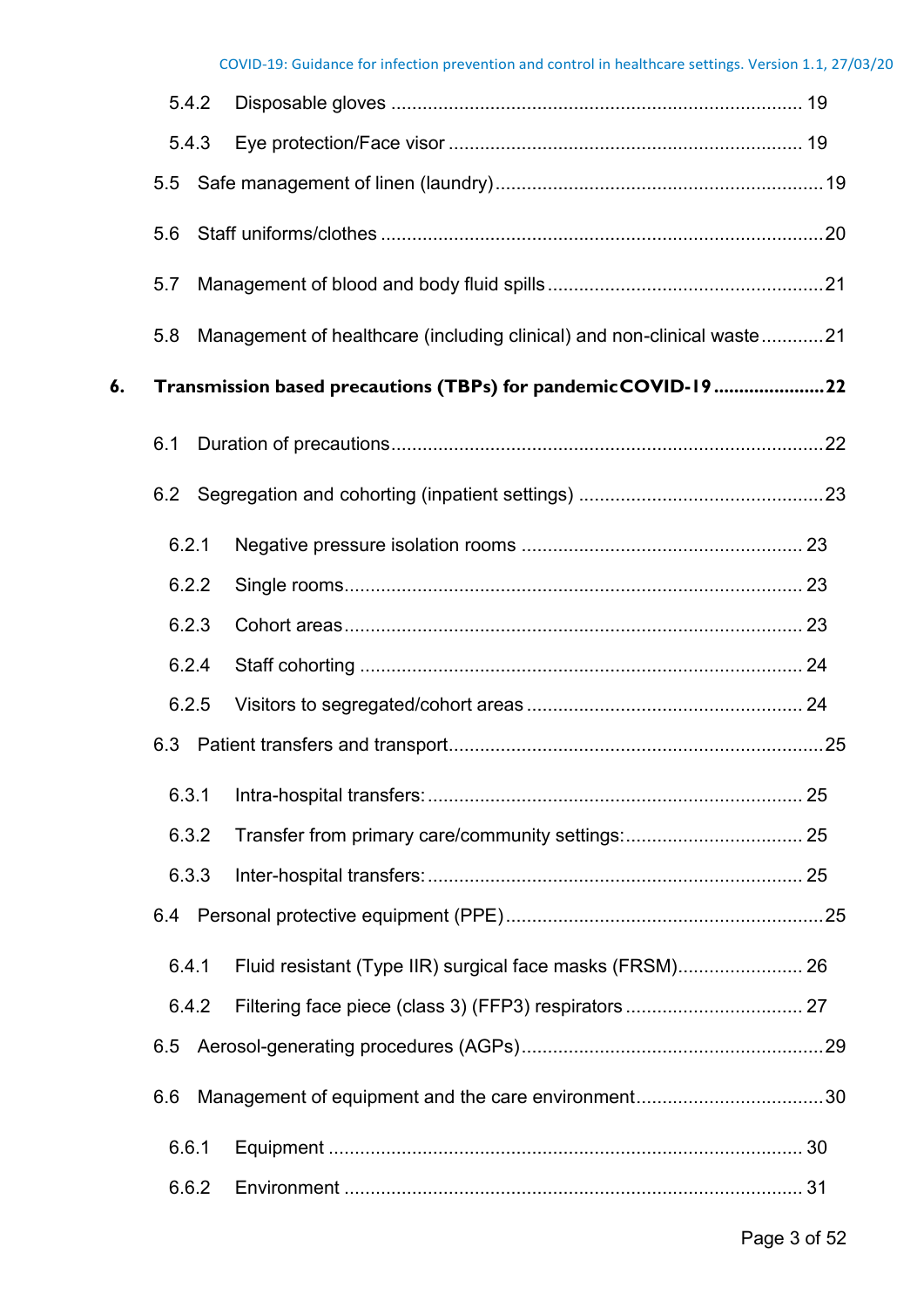5.4.2 Disposable gloves ..... 19

5.4.3 Eye protection/Face visor ..... 19

5.5 Safe management of linen (laundry) ..... 19

5.6 Staff uniforms/clothes ..... 20

5.7 Management of blood and body fluid spills ..... 21

5.8 Management of healthcare (including clinical) and non-clinical waste ..... 21

**6. Transmission based precautions (TBPs) for pandemic COVID-19 ..... 22**

6.1 Duration of precautions ..... 22

6.2 Segregation and cohorting (inpatient settings) ..... 23

6.2.1 Negative pressure isolation rooms ..... 23

6.2.2 Single rooms ..... 23

6.2.3 Cohort areas ..... 23

6.2.4 Staff cohorting ..... 24

6.2.5 Visitors to segregated/cohort areas ..... 24

6.3 Patient transfers and transport ..... 25

6.3.1 Intra-hospital transfers: ..... 25

6.3.2 Transfer from primary care/community settings: ..... 25

6.3.3 Inter-hospital transfers: ..... 25

6.4 Personal protective equipment (PPE) ..... 25

6.4.1 Fluid resistant (Type IIR) surgical face masks (FRSM) ..... 26

6.4.2 Filtering face piece (class 3) (FFP3) respirators ..... 27

6.5 Aerosol-generating procedures (AGPs) ..... 29

6.6 Management of equipment and the care environment ..... 30

6.6.1 Equipment ..... 30

6.6.2 Environment ..... 31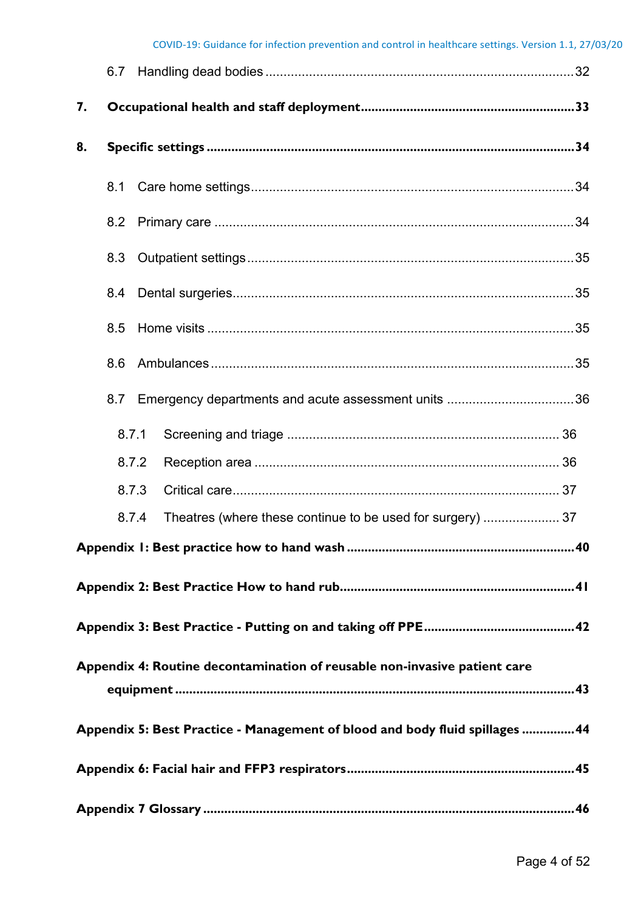6.7 Handling dead bodies ..... 32

**7. Occupational health and staff deployment ..... 33**

**8. Specific settings ..... 34**

8.1 Care home settings ..... 34

8.2 Primary care ..... 34

8.3 Outpatient settings ..... 35

8.4 Dental surgeries ..... 35

8.5 Home visits ..... 35

8.6 Ambulances ..... 35

8.7 Emergency departments and acute assessment units ..... 36

8.7.1 Screening and triage ..... 36

8.7.2 Reception area ..... 36

8.7.3 Critical care ..... 37

8.7.4 Theatres (where these continue to be used for surgery) ..... 37

**Appendix 1: Best practice how to hand wash ..... 40**

**Appendix 2: Best Practice How to hand rub ..... 41**

**Appendix 3: Best Practice - Putting on and taking off PPE ..... 42**

**Appendix 4: Routine decontamination of reusable non-invasive patient care equipment ..... 43**

**Appendix 5: Best Practice - Management of blood and body fluid spillages ..... 44**

**Appendix 6: Facial hair and FFP3 respirators ..... 45**

**Appendix 7 Glossary ..... 46**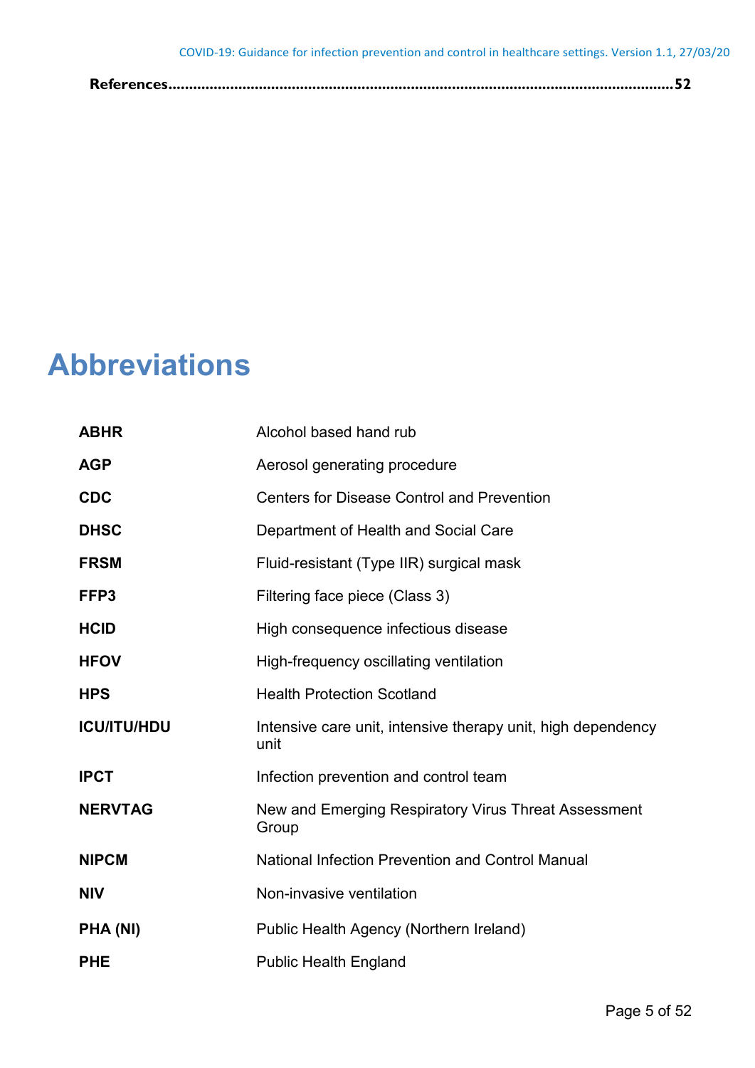**References**......................................................................................................................52

# Abbreviations

| | |
|---|---|
| **ABHR** | Alcohol based hand rub |
| **AGP** | Aerosol generating procedure |
| **CDC** | Centers for Disease Control and Prevention |
| **DHSC** | Department of Health and Social Care |
| **FRSM** | Fluid-resistant (Type IIR) surgical mask |
| **FFP3** | Filtering face piece (Class 3) |
| **HCID** | High consequence infectious disease |
| **HFOV** | High-frequency oscillating ventilation |
| **HPS** | Health Protection Scotland |
| **ICU/ITU/HDU** | Intensive care unit, intensive therapy unit, high dependency unit |
| **IPCT** | Infection prevention and control team |
| **NERVTAG** | New and Emerging Respiratory Virus Threat Assessment Group |
| **NIPCM** | National Infection Prevention and Control Manual |
| **NIV** | Non-invasive ventilation |
| **PHA (NI)** | Public Health Agency (Northern Ireland) |
| **PHE** | Public Health England |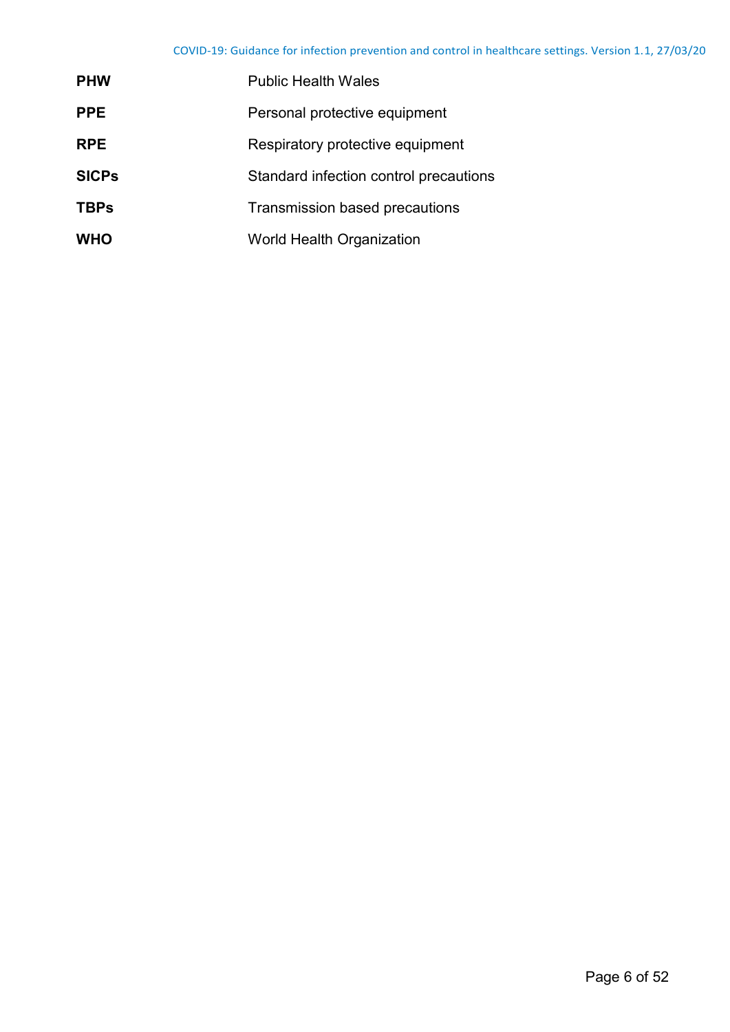| | |
|---|---|
| **PHW** | Public Health Wales |
| **PPE** | Personal protective equipment |
| **RPE** | Respiratory protective equipment |
| **SICPs** | Standard infection control precautions |
| **TBPs** | Transmission based precautions |
| **WHO** | World Health Organization |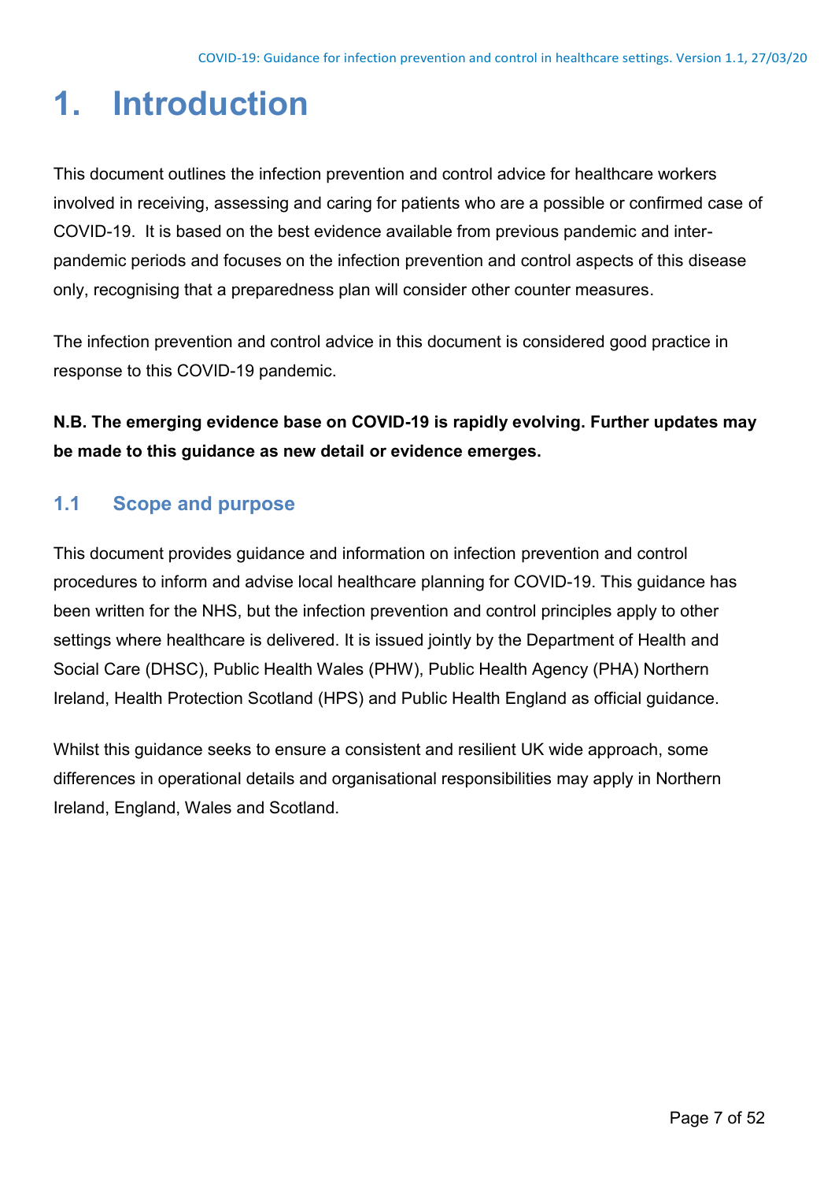# 1. Introduction

This document outlines the infection prevention and control advice for healthcare workers involved in receiving, assessing and caring for patients who are a possible or confirmed case of COVID-19. It is based on the best evidence available from previous pandemic and inter-pandemic periods and focuses on the infection prevention and control aspects of this disease only, recognising that a preparedness plan will consider other counter measures.

The infection prevention and control advice in this document is considered good practice in response to this COVID-19 pandemic.

**N.B. The emerging evidence base on COVID-19 is rapidly evolving. Further updates may be made to this guidance as new detail or evidence emerges.**

## 1.1 Scope and purpose

This document provides guidance and information on infection prevention and control procedures to inform and advise local healthcare planning for COVID-19. This guidance has been written for the NHS, but the infection prevention and control principles apply to other settings where healthcare is delivered. It is issued jointly by the Department of Health and Social Care (DHSC), Public Health Wales (PHW), Public Health Agency (PHA) Northern Ireland, Health Protection Scotland (HPS) and Public Health England as official guidance.

Whilst this guidance seeks to ensure a consistent and resilient UK wide approach, some differences in operational details and organisational responsibilities may apply in Northern Ireland, England, Wales and Scotland.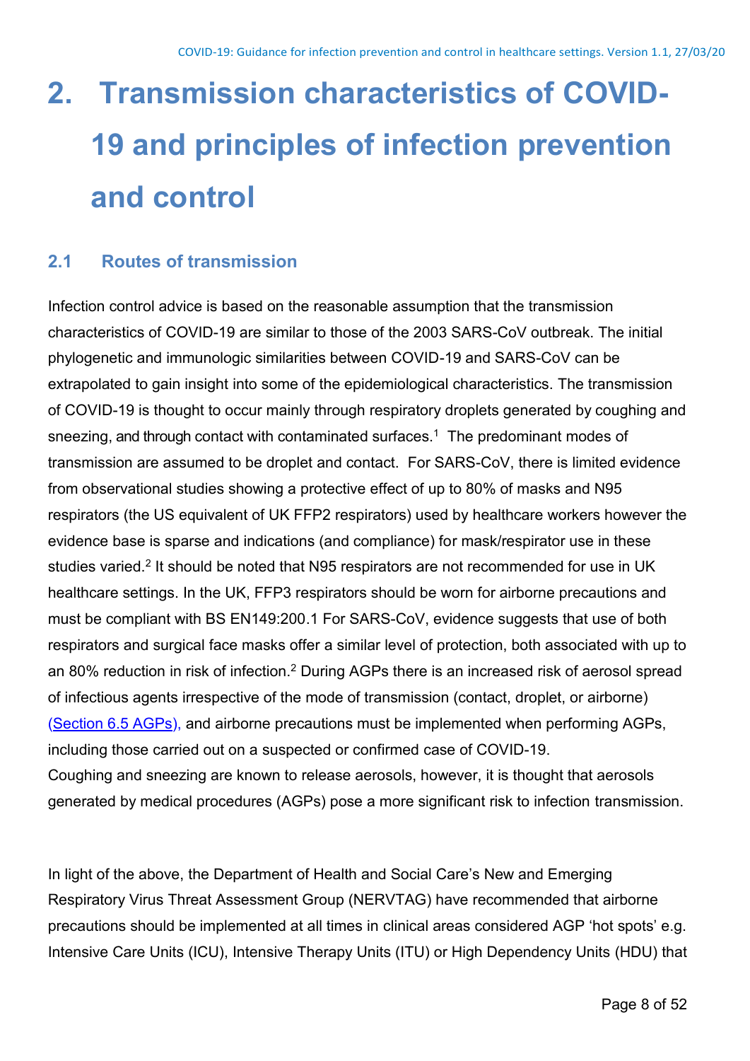# 2. Transmission characteristics of COVID-19 and principles of infection prevention and control

## 2.1 Routes of transmission

Infection control advice is based on the reasonable assumption that the transmission characteristics of COVID-19 are similar to those of the 2003 SARS-CoV outbreak. The initial phylogenetic and immunologic similarities between COVID-19 and SARS-CoV can be extrapolated to gain insight into some of the epidemiological characteristics. The transmission of COVID-19 is thought to occur mainly through respiratory droplets generated by coughing and sneezing, and through contact with contaminated surfaces.[1] The predominant modes of transmission are assumed to be droplet and contact. For SARS-CoV, there is limited evidence from observational studies showing a protective effect of up to 80% of masks and N95 respirators (the US equivalent of UK FFP2 respirators) used by healthcare workers however the evidence base is sparse and indications (and compliance) for mask/respirator use in these studies varied.[2] It should be noted that N95 respirators are not recommended for use in UK healthcare settings. In the UK, FFP3 respirators should be worn for airborne precautions and must be compliant with BS EN149:200.1 For SARS-CoV, evidence suggests that use of both respirators and surgical face masks offer a similar level of protection, both associated with up to an 80% reduction in risk of infection.[2] During AGPs there is an increased risk of aerosol spread of infectious agents irrespective of the mode of transmission (contact, droplet, or airborne) (Section 6.5 AGPs), and airborne precautions must be implemented when performing AGPs, including those carried out on a suspected or confirmed case of COVID-19.
Coughing and sneezing are known to release aerosols, however, it is thought that aerosols generated by medical procedures (AGPs) pose a more significant risk to infection transmission.

In light of the above, the Department of Health and Social Care's New and Emerging Respiratory Virus Threat Assessment Group (NERVTAG) have recommended that airborne precautions should be implemented at all times in clinical areas considered AGP 'hot spots' e.g. Intensive Care Units (ICU), Intensive Therapy Units (ITU) or High Dependency Units (HDU) that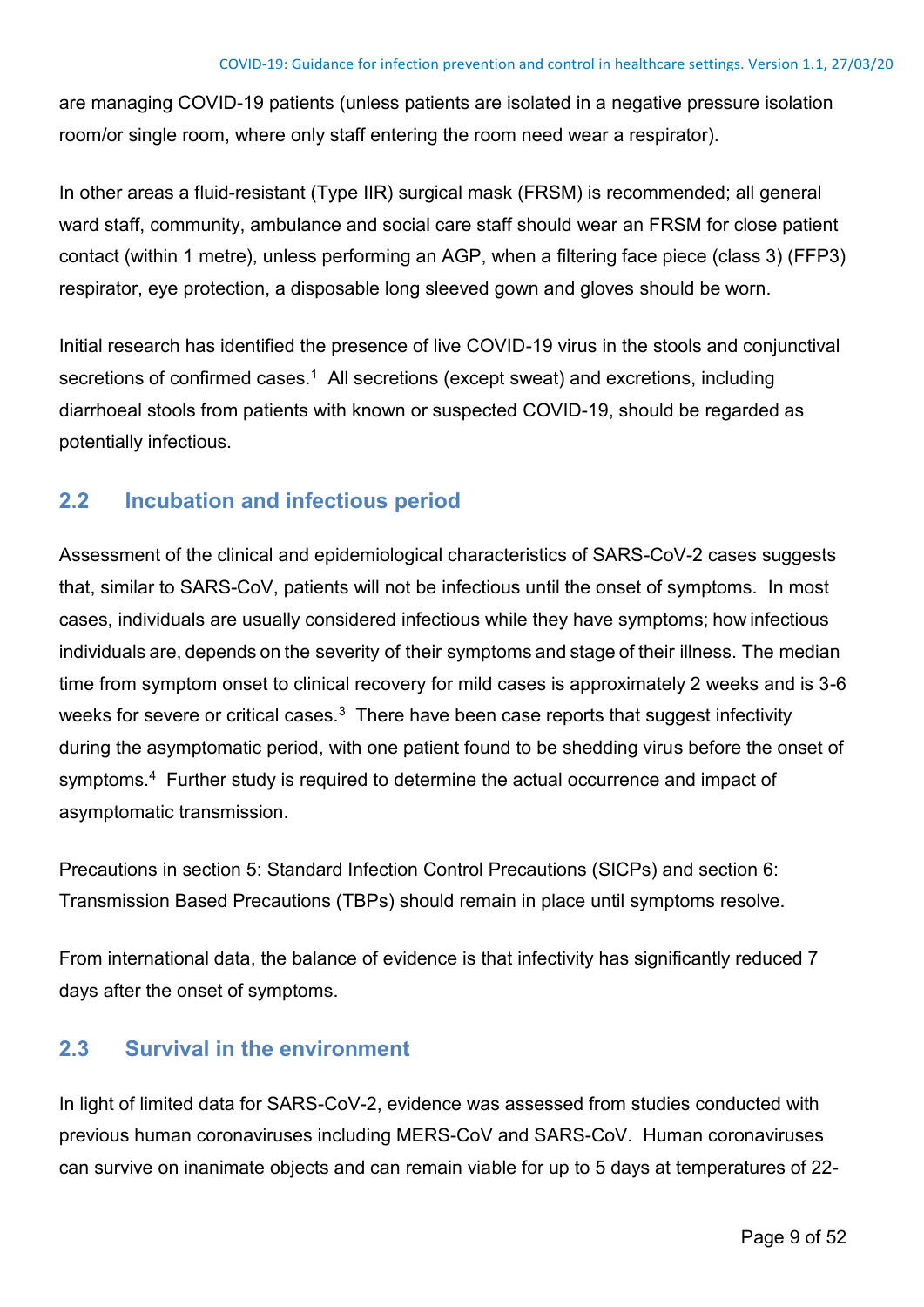are managing COVID-19 patients (unless patients are isolated in a negative pressure isolation room/or single room, where only staff entering the room need wear a respirator).

In other areas a fluid-resistant (Type IIR) surgical mask (FRSM) is recommended; all general ward staff, community, ambulance and social care staff should wear an FRSM for close patient contact (within 1 metre), unless performing an AGP, when a filtering face piece (class 3) (FFP3) respirator, eye protection, a disposable long sleeved gown and gloves should be worn.

Initial research has identified the presence of live COVID-19 virus in the stools and conjunctival secretions of confirmed cases.[1] All secretions (except sweat) and excretions, including diarrhoeal stools from patients with known or suspected COVID-19, should be regarded as potentially infectious.

## 2.2 Incubation and infectious period

Assessment of the clinical and epidemiological characteristics of SARS-CoV-2 cases suggests that, similar to SARS-CoV, patients will not be infectious until the onset of symptoms. In most cases, individuals are usually considered infectious while they have symptoms; how infectious individuals are, depends on the severity of their symptoms and stage of their illness. The median time from symptom onset to clinical recovery for mild cases is approximately 2 weeks and is 3-6 weeks for severe or critical cases.[3] There have been case reports that suggest infectivity during the asymptomatic period, with one patient found to be shedding virus before the onset of symptoms.[4] Further study is required to determine the actual occurrence and impact of asymptomatic transmission.

Precautions in section 5: Standard Infection Control Precautions (SICPs) and section 6: Transmission Based Precautions (TBPs) should remain in place until symptoms resolve.

From international data, the balance of evidence is that infectivity has significantly reduced 7 days after the onset of symptoms.

## 2.3 Survival in the environment

In light of limited data for SARS-CoV-2, evidence was assessed from studies conducted with previous human coronaviruses including MERS-CoV and SARS-CoV. Human coronaviruses can survive on inanimate objects and can remain viable for up to 5 days at temperatures of 22-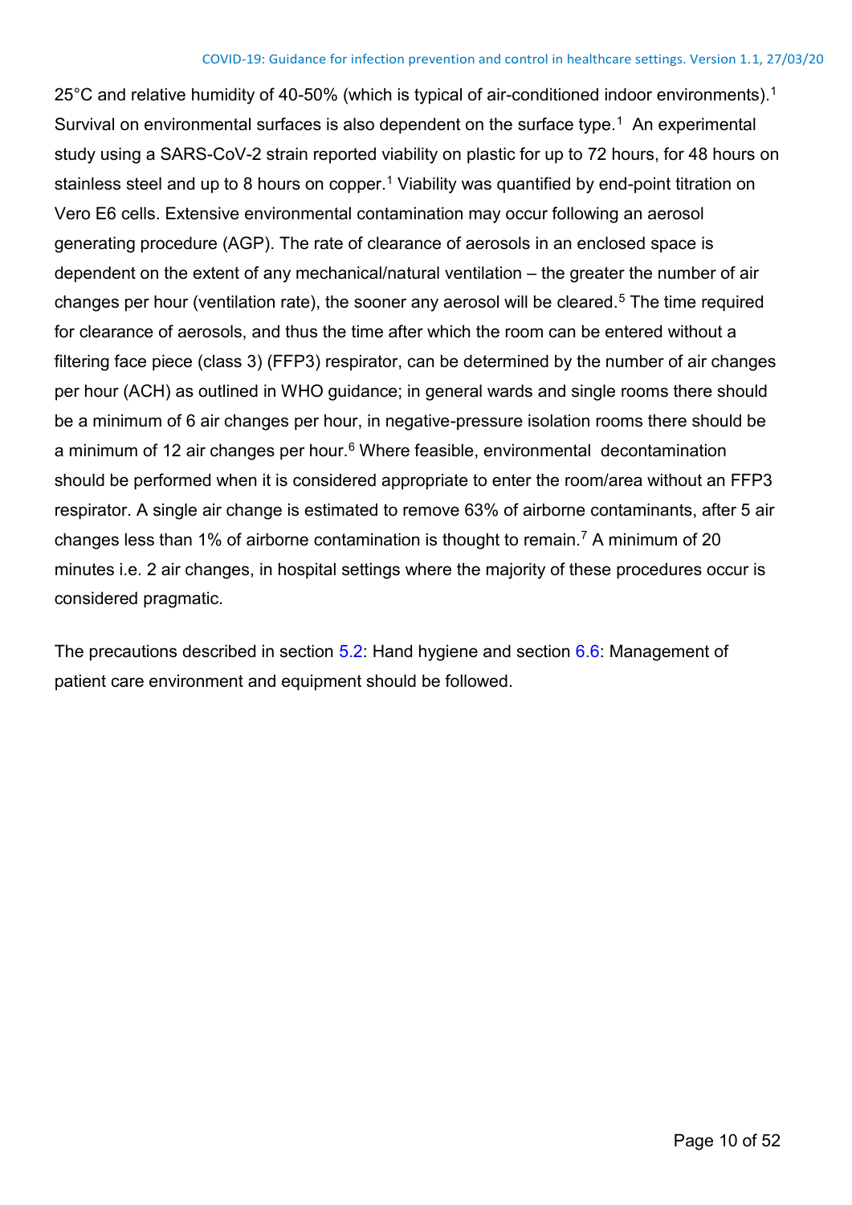25°C and relative humidity of 40-50% (which is typical of air-conditioned indoor environments).[1] Survival on environmental surfaces is also dependent on the surface type.[1] An experimental study using a SARS-CoV-2 strain reported viability on plastic for up to 72 hours, for 48 hours on stainless steel and up to 8 hours on copper.[1] Viability was quantified by end-point titration on Vero E6 cells. Extensive environmental contamination may occur following an aerosol generating procedure (AGP). The rate of clearance of aerosols in an enclosed space is dependent on the extent of any mechanical/natural ventilation – the greater the number of air changes per hour (ventilation rate), the sooner any aerosol will be cleared.[5] The time required for clearance of aerosols, and thus the time after which the room can be entered without a filtering face piece (class 3) (FFP3) respirator, can be determined by the number of air changes per hour (ACH) as outlined in WHO guidance; in general wards and single rooms there should be a minimum of 6 air changes per hour, in negative-pressure isolation rooms there should be a minimum of 12 air changes per hour.[6] Where feasible, environmental decontamination should be performed when it is considered appropriate to enter the room/area without an FFP3 respirator. A single air change is estimated to remove 63% of airborne contaminants, after 5 air changes less than 1% of airborne contamination is thought to remain.[7] A minimum of 20 minutes i.e. 2 air changes, in hospital settings where the majority of these procedures occur is considered pragmatic.

The precautions described in section 5.2: Hand hygiene and section 6.6: Management of patient care environment and equipment should be followed.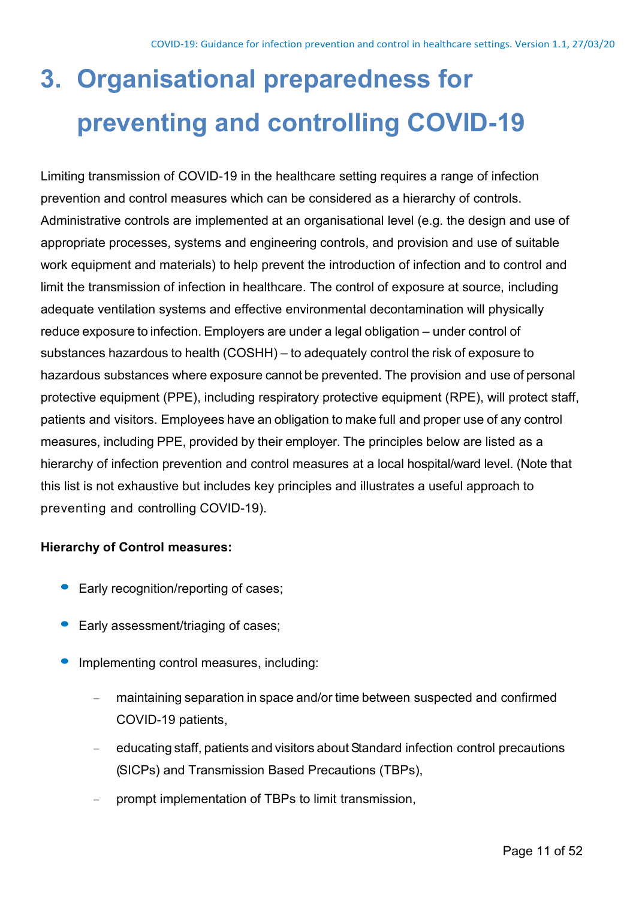# 3. Organisational preparedness for preventing and controlling COVID-19

Limiting transmission of COVID-19 in the healthcare setting requires a range of infection prevention and control measures which can be considered as a hierarchy of controls. Administrative controls are implemented at an organisational level (e.g. the design and use of appropriate processes, systems and engineering controls, and provision and use of suitable work equipment and materials) to help prevent the introduction of infection and to control and limit the transmission of infection in healthcare. The control of exposure at source, including adequate ventilation systems and effective environmental decontamination will physically reduce exposure to infection. Employers are under a legal obligation – under control of substances hazardous to health (COSHH) – to adequately control the risk of exposure to hazardous substances where exposure cannot be prevented. The provision and use of personal protective equipment (PPE), including respiratory protective equipment (RPE), will protect staff, patients and visitors. Employees have an obligation to make full and proper use of any control measures, including PPE, provided by their employer. The principles below are listed as a hierarchy of infection prevention and control measures at a local hospital/ward level. (Note that this list is not exhaustive but includes key principles and illustrates a useful approach to preventing and controlling COVID-19).

**Hierarchy of Control measures:**

- Early recognition/reporting of cases;
- Early assessment/triaging of cases;
- Implementing control measures, including:
  - maintaining separation in space and/or time between suspected and confirmed COVID-19 patients,
  - educating staff, patients and visitors about Standard infection control precautions (SICPs) and Transmission Based Precautions (TBPs),
  - prompt implementation of TBPs to limit transmission,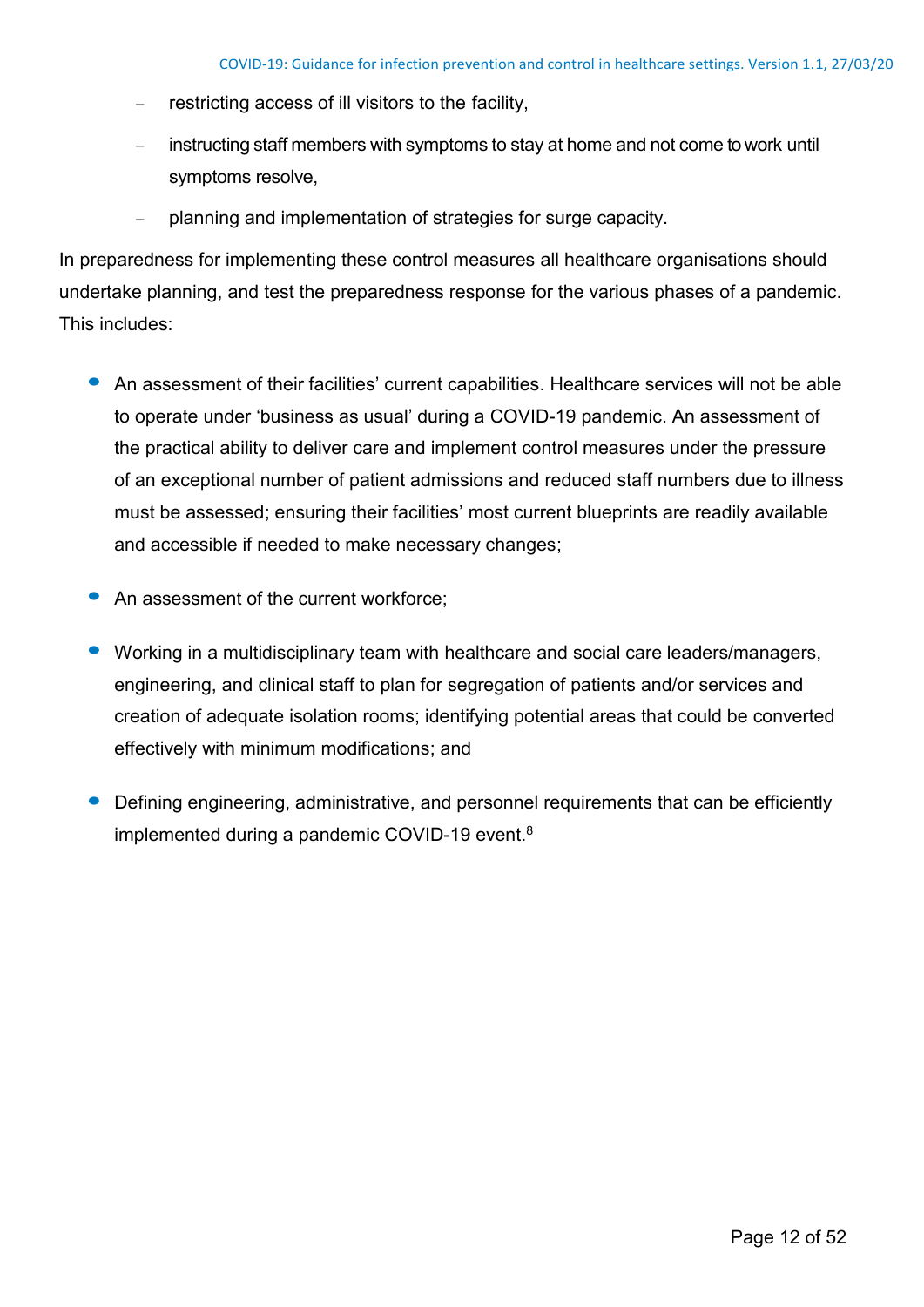- restricting access of ill visitors to the facility,
- instructing staff members with symptoms to stay at home and not come to work until symptoms resolve,
- planning and implementation of strategies for surge capacity.

In preparedness for implementing these control measures all healthcare organisations should undertake planning, and test the preparedness response for the various phases of a pandemic. This includes:

- An assessment of their facilities' current capabilities. Healthcare services will not be able to operate under 'business as usual' during a COVID-19 pandemic. An assessment of the practical ability to deliver care and implement control measures under the pressure of an exceptional number of patient admissions and reduced staff numbers due to illness must be assessed; ensuring their facilities' most current blueprints are readily available and accessible if needed to make necessary changes;
- An assessment of the current workforce;
- Working in a multidisciplinary team with healthcare and social care leaders/managers, engineering, and clinical staff to plan for segregation of patients and/or services and creation of adequate isolation rooms; identifying potential areas that could be converted effectively with minimum modifications; and
- Defining engineering, administrative, and personnel requirements that can be efficiently implemented during a pandemic COVID-19 event.[8]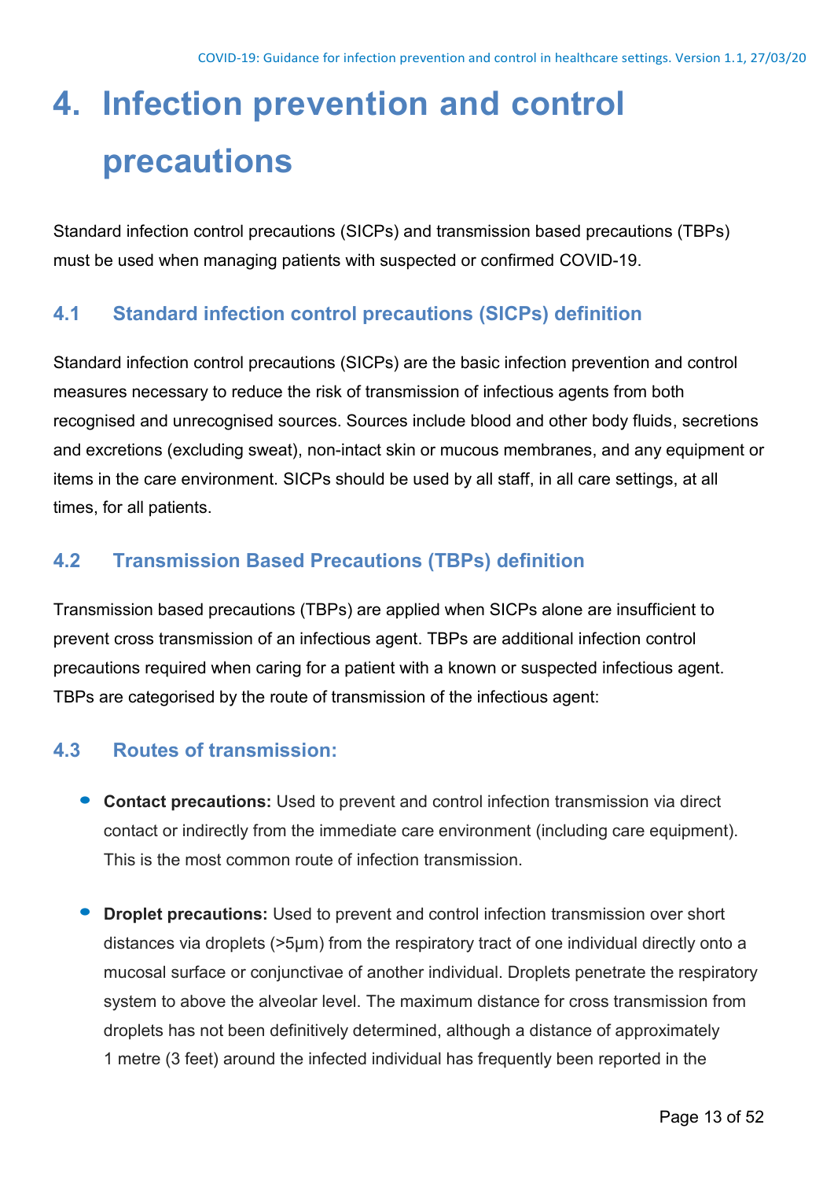# 4. Infection prevention and control precautions

Standard infection control precautions (SICPs) and transmission based precautions (TBPs) must be used when managing patients with suspected or confirmed COVID-19.

## 4.1 Standard infection control precautions (SICPs) definition

Standard infection control precautions (SICPs) are the basic infection prevention and control measures necessary to reduce the risk of transmission of infectious agents from both recognised and unrecognised sources. Sources include blood and other body fluids, secretions and excretions (excluding sweat), non-intact skin or mucous membranes, and any equipment or items in the care environment. SICPs should be used by all staff, in all care settings, at all times, for all patients.

## 4.2 Transmission Based Precautions (TBPs) definition

Transmission based precautions (TBPs) are applied when SICPs alone are insufficient to prevent cross transmission of an infectious agent. TBPs are additional infection control precautions required when caring for a patient with a known or suspected infectious agent. TBPs are categorised by the route of transmission of the infectious agent:

## 4.3 Routes of transmission:

- **Contact precautions:** Used to prevent and control infection transmission via direct contact or indirectly from the immediate care environment (including care equipment). This is the most common route of infection transmission.
- **Droplet precautions:** Used to prevent and control infection transmission over short distances via droplets (>5μm) from the respiratory tract of one individual directly onto a mucosal surface or conjunctivae of another individual. Droplets penetrate the respiratory system to above the alveolar level. The maximum distance for cross transmission from droplets has not been definitively determined, although a distance of approximately 1 metre (3 feet) around the infected individual has frequently been reported in the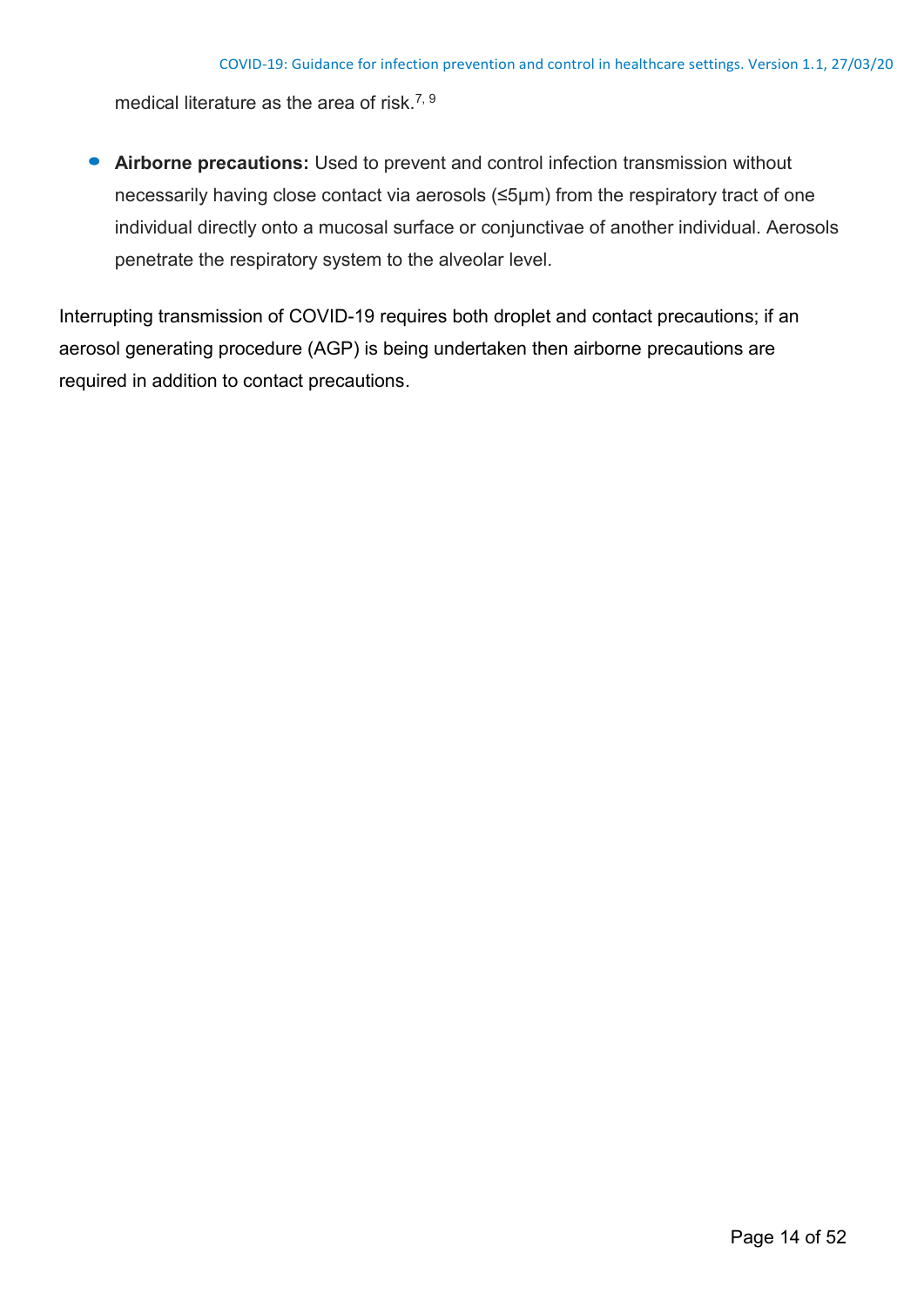medical literature as the area of risk.[7, 9]

- **Airborne precautions:** Used to prevent and control infection transmission without necessarily having close contact via aerosols (≤5μm) from the respiratory tract of one individual directly onto a mucosal surface or conjunctivae of another individual. Aerosols penetrate the respiratory system to the alveolar level.

Interrupting transmission of COVID-19 requires both droplet and contact precautions; if an aerosol generating procedure (AGP) is being undertaken then airborne precautions are required in addition to contact precautions.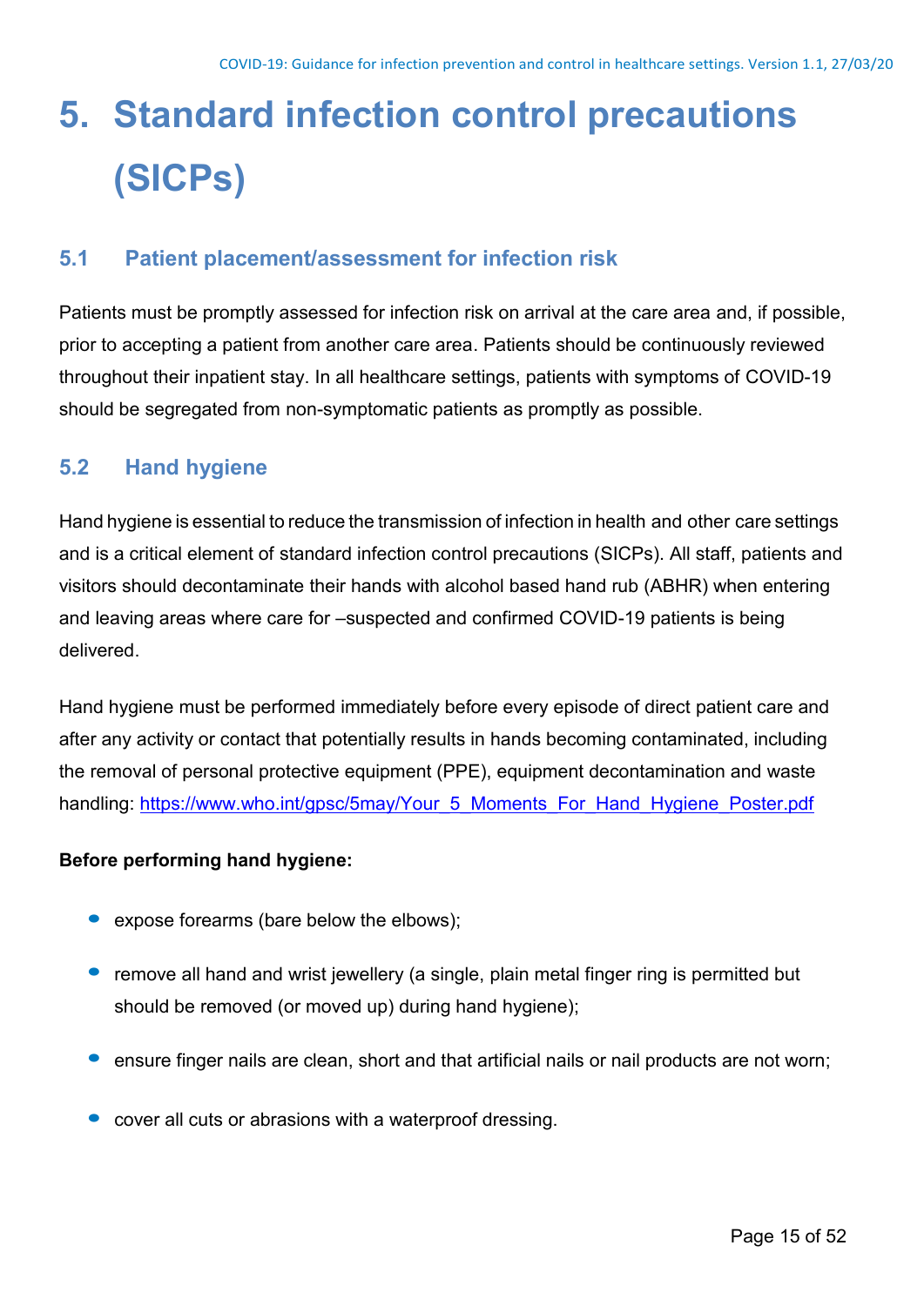# 5. Standard infection control precautions (SICPs)

## 5.1 Patient placement/assessment for infection risk

Patients must be promptly assessed for infection risk on arrival at the care area and, if possible, prior to accepting a patient from another care area. Patients should be continuously reviewed throughout their inpatient stay. In all healthcare settings, patients with symptoms of COVID-19 should be segregated from non-symptomatic patients as promptly as possible.

## 5.2 Hand hygiene

Hand hygiene is essential to reduce the transmission of infection in health and other care settings and is a critical element of standard infection control precautions (SICPs). All staff, patients and visitors should decontaminate their hands with alcohol based hand rub (ABHR) when entering and leaving areas where care for –suspected and confirmed COVID-19 patients is being delivered.

Hand hygiene must be performed immediately before every episode of direct patient care and after any activity or contact that potentially results in hands becoming contaminated, including the removal of personal protective equipment (PPE), equipment decontamination and waste handling: [https://www.who.int/gpsc/5may/Your_5_Moments_For_Hand_Hygiene_Poster.pdf](https://www.who.int/gpsc/5may/Your_5_Moments_For_Hand_Hygiene_Poster.pdf)

**Before performing hand hygiene:**

- expose forearms (bare below the elbows);
- remove all hand and wrist jewellery (a single, plain metal finger ring is permitted but should be removed (or moved up) during hand hygiene);
- ensure finger nails are clean, short and that artificial nails or nail products are not worn;
- cover all cuts or abrasions with a waterproof dressing.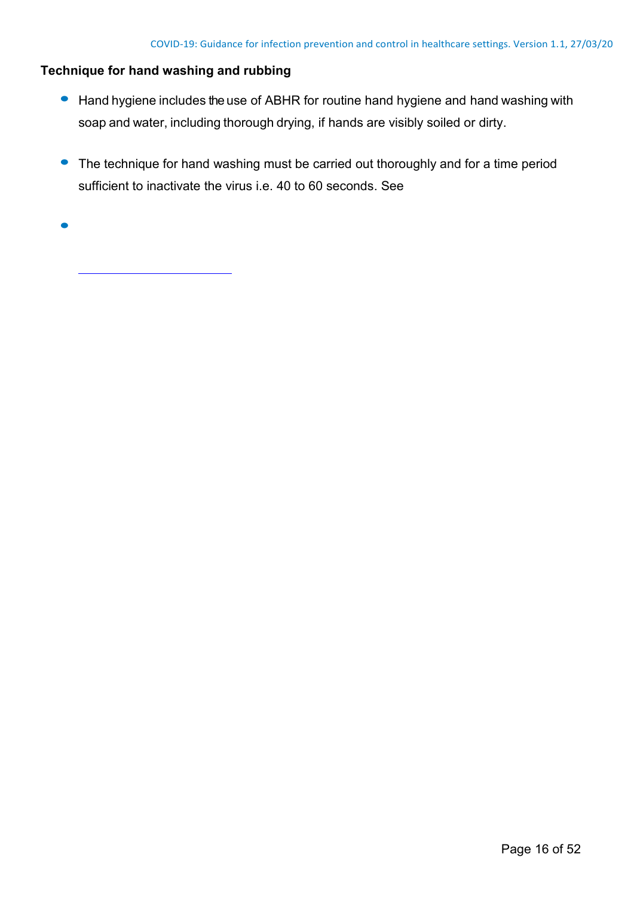**Technique for hand washing and rubbing**

- Hand hygiene includes the use of ABHR for routine hand hygiene and hand washing with soap and water, including thorough drying, if hands are visibly soiled or dirty.

- The technique for hand washing must be carried out thoroughly and for a time period sufficient to inactivate the virus i.e. 40 to 60 seconds. See

-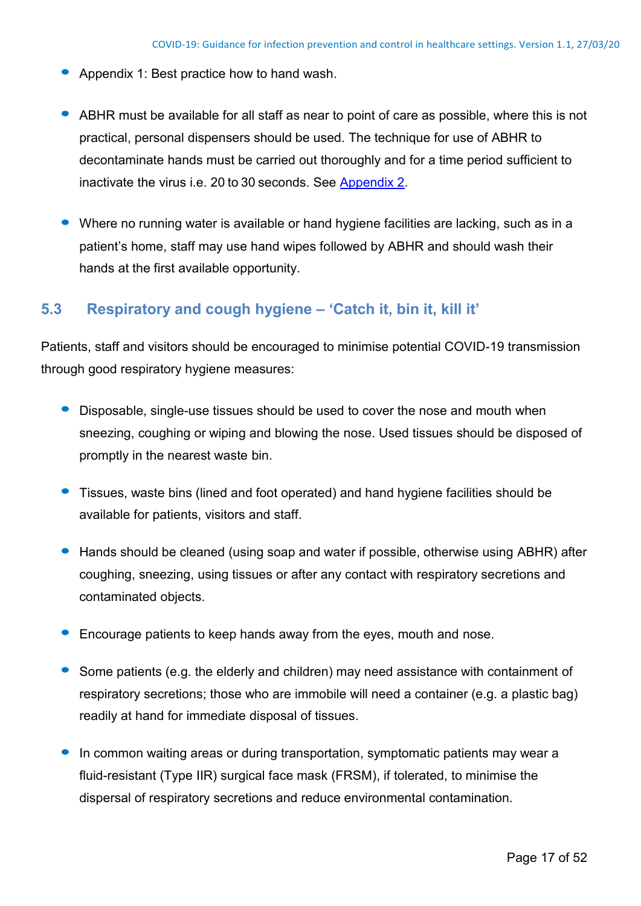- Appendix 1: Best practice how to hand wash.
- ABHR must be available for all staff as near to point of care as possible, where this is not practical, personal dispensers should be used. The technique for use of ABHR to decontaminate hands must be carried out thoroughly and for a time period sufficient to inactivate the virus i.e. 20 to 30 seconds. See Appendix 2.
- Where no running water is available or hand hygiene facilities are lacking, such as in a patient's home, staff may use hand wipes followed by ABHR and should wash their hands at the first available opportunity.

## 5.3 Respiratory and cough hygiene – 'Catch it, bin it, kill it'

Patients, staff and visitors should be encouraged to minimise potential COVID-19 transmission through good respiratory hygiene measures:

- Disposable, single-use tissues should be used to cover the nose and mouth when sneezing, coughing or wiping and blowing the nose. Used tissues should be disposed of promptly in the nearest waste bin.
- Tissues, waste bins (lined and foot operated) and hand hygiene facilities should be available for patients, visitors and staff.
- Hands should be cleaned (using soap and water if possible, otherwise using ABHR) after coughing, sneezing, using tissues or after any contact with respiratory secretions and contaminated objects.
- Encourage patients to keep hands away from the eyes, mouth and nose.
- Some patients (e.g. the elderly and children) may need assistance with containment of respiratory secretions; those who are immobile will need a container (e.g. a plastic bag) readily at hand for immediate disposal of tissues.
- In common waiting areas or during transportation, symptomatic patients may wear a fluid-resistant (Type IIR) surgical face mask (FRSM), if tolerated, to minimise the dispersal of respiratory secretions and reduce environmental contamination.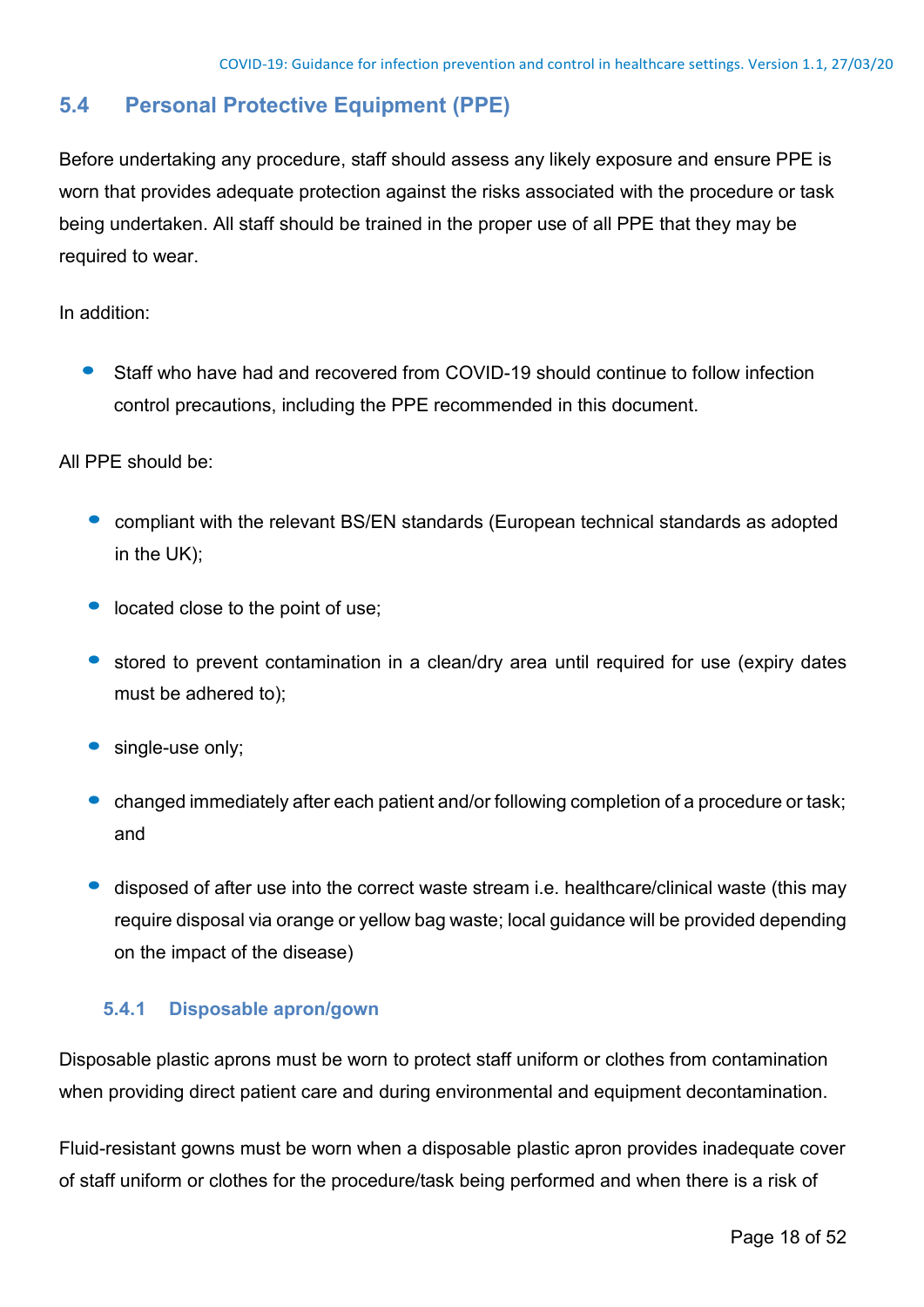## 5.4 Personal Protective Equipment (PPE)

Before undertaking any procedure, staff should assess any likely exposure and ensure PPE is worn that provides adequate protection against the risks associated with the procedure or task being undertaken. All staff should be trained in the proper use of all PPE that they may be required to wear.

In addition:

- Staff who have had and recovered from COVID-19 should continue to follow infection control precautions, including the PPE recommended in this document.

All PPE should be:

- compliant with the relevant BS/EN standards (European technical standards as adopted in the UK);
- located close to the point of use;
- stored to prevent contamination in a clean/dry area until required for use (expiry dates must be adhered to);
- single-use only;
- changed immediately after each patient and/or following completion of a procedure or task; and
- disposed of after use into the correct waste stream i.e. healthcare/clinical waste (this may require disposal via orange or yellow bag waste; local guidance will be provided depending on the impact of the disease)

### 5.4.1 Disposable apron/gown

Disposable plastic aprons must be worn to protect staff uniform or clothes from contamination when providing direct patient care and during environmental and equipment decontamination.

Fluid-resistant gowns must be worn when a disposable plastic apron provides inadequate cover of staff uniform or clothes for the procedure/task being performed and when there is a risk of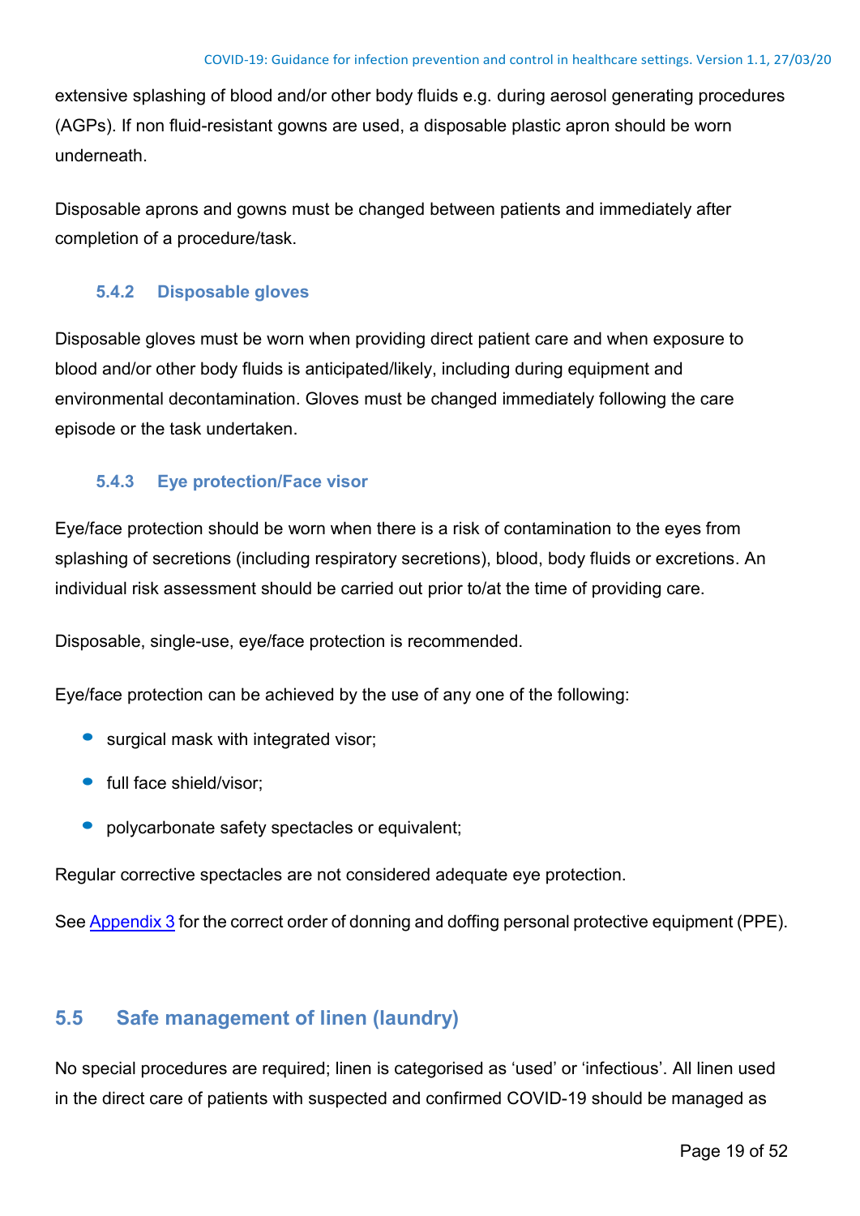extensive splashing of blood and/or other body fluids e.g. during aerosol generating procedures (AGPs). If non fluid-resistant gowns are used, a disposable plastic apron should be worn underneath.

Disposable aprons and gowns must be changed between patients and immediately after completion of a procedure/task.

### 5.4.2 Disposable gloves

Disposable gloves must be worn when providing direct patient care and when exposure to blood and/or other body fluids is anticipated/likely, including during equipment and environmental decontamination. Gloves must be changed immediately following the care episode or the task undertaken.

### 5.4.3 Eye protection/Face visor

Eye/face protection should be worn when there is a risk of contamination to the eyes from splashing of secretions (including respiratory secretions), blood, body fluids or excretions. An individual risk assessment should be carried out prior to/at the time of providing care.

Disposable, single-use, eye/face protection is recommended.

Eye/face protection can be achieved by the use of any one of the following:

- surgical mask with integrated visor;
- full face shield/visor;
- polycarbonate safety spectacles or equivalent;

Regular corrective spectacles are not considered adequate eye protection.

See Appendix 3 for the correct order of donning and doffing personal protective equipment (PPE).

## 5.5 Safe management of linen (laundry)

No special procedures are required; linen is categorised as 'used' or 'infectious'. All linen used in the direct care of patients with suspected and confirmed COVID-19 should be managed as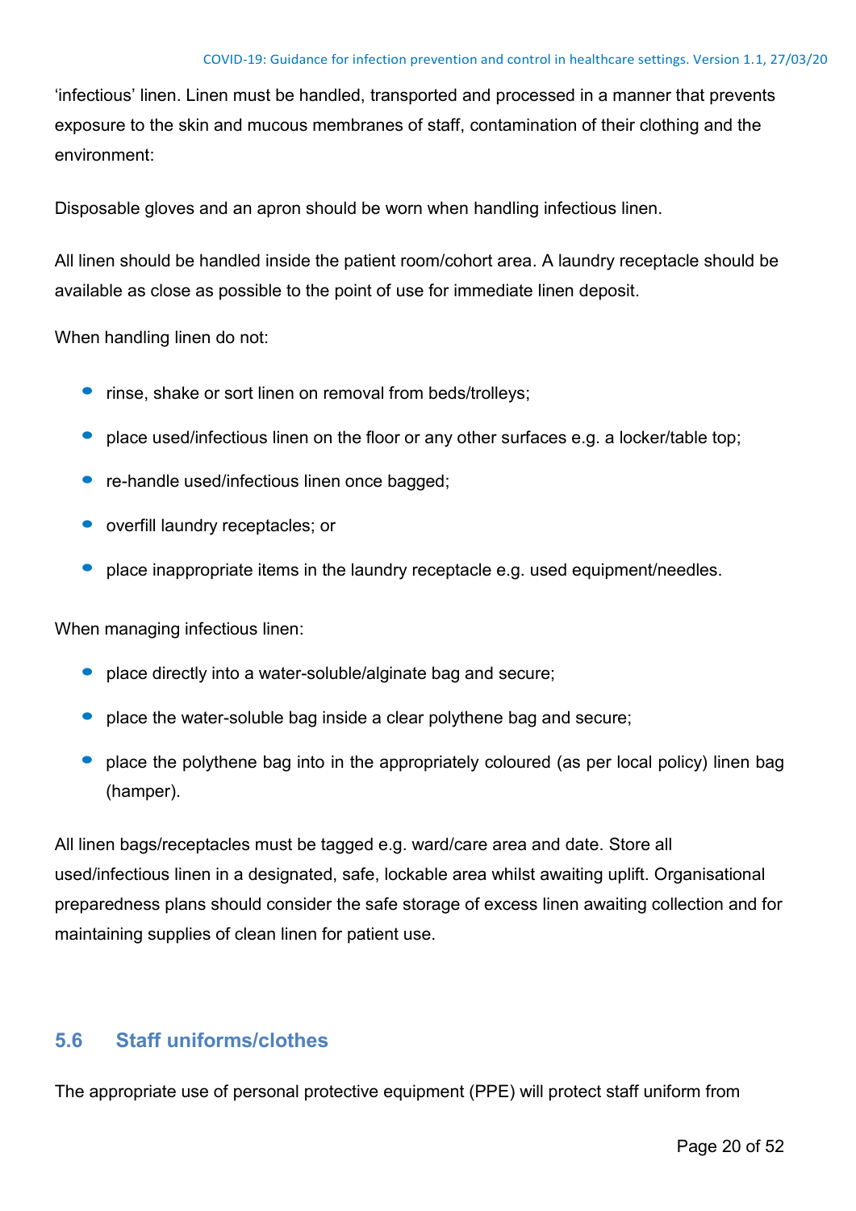'infectious' linen. Linen must be handled, transported and processed in a manner that prevents exposure to the skin and mucous membranes of staff, contamination of their clothing and the environment:

Disposable gloves and an apron should be worn when handling infectious linen.

All linen should be handled inside the patient room/cohort area. A laundry receptacle should be available as close as possible to the point of use for immediate linen deposit.

When handling linen do not:

- rinse, shake or sort linen on removal from beds/trolleys;
- place used/infectious linen on the floor or any other surfaces e.g. a locker/table top;
- re-handle used/infectious linen once bagged;
- overfill laundry receptacles; or
- place inappropriate items in the laundry receptacle e.g. used equipment/needles.

When managing infectious linen:

- place directly into a water-soluble/alginate bag and secure;
- place the water-soluble bag inside a clear polythene bag and secure;
- place the polythene bag into in the appropriately coloured (as per local policy) linen bag (hamper).

All linen bags/receptacles must be tagged e.g. ward/care area and date. Store all used/infectious linen in a designated, safe, lockable area whilst awaiting uplift. Organisational preparedness plans should consider the safe storage of excess linen awaiting collection and for maintaining supplies of clean linen for patient use.

## 5.6 Staff uniforms/clothes

The appropriate use of personal protective equipment (PPE) will protect staff uniform from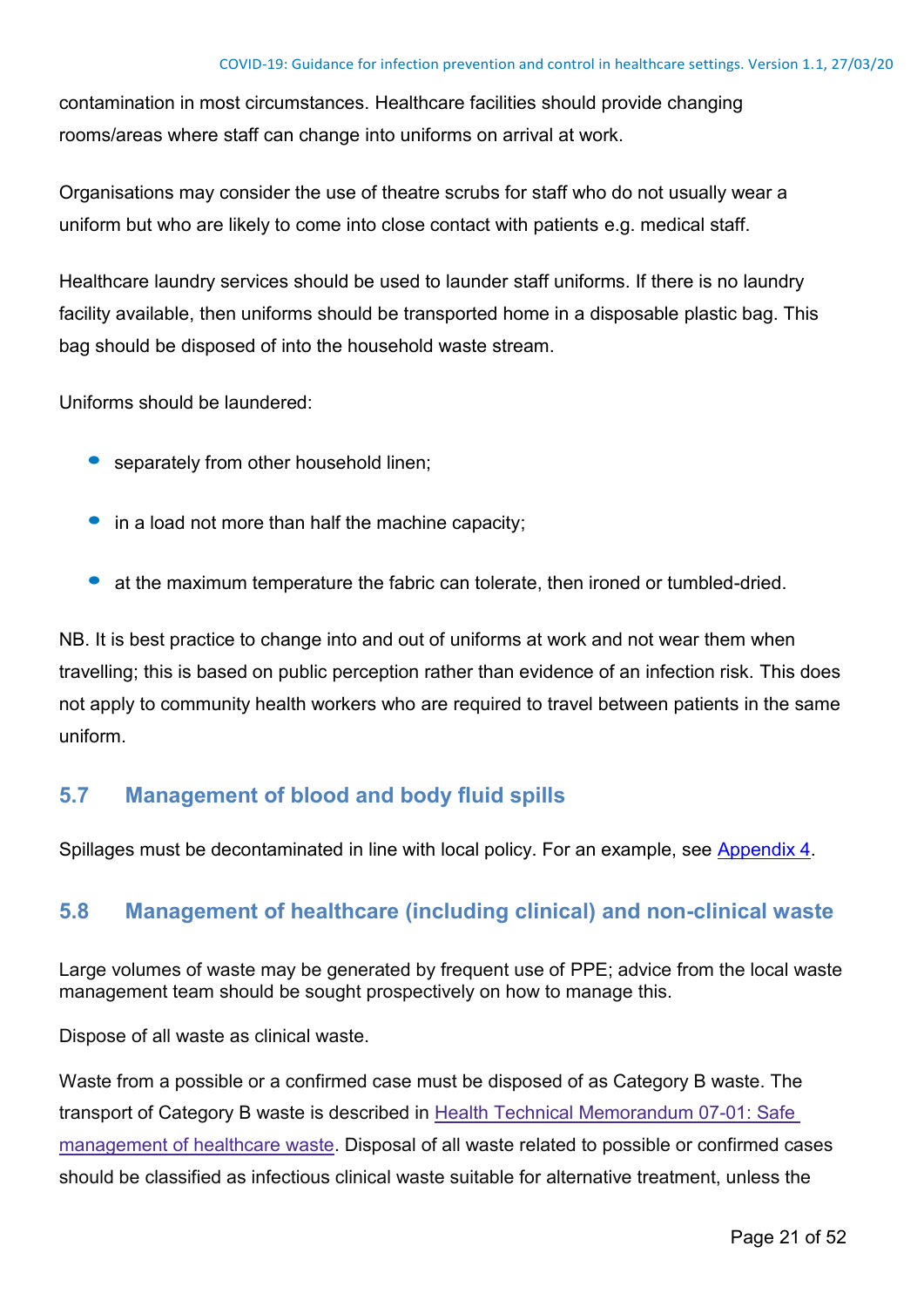contamination in most circumstances. Healthcare facilities should provide changing rooms/areas where staff can change into uniforms on arrival at work.

Organisations may consider the use of theatre scrubs for staff who do not usually wear a uniform but who are likely to come into close contact with patients e.g. medical staff.

Healthcare laundry services should be used to launder staff uniforms. If there is no laundry facility available, then uniforms should be transported home in a disposable plastic bag. This bag should be disposed of into the household waste stream.

Uniforms should be laundered:

- separately from other household linen;
- in a load not more than half the machine capacity;
- at the maximum temperature the fabric can tolerate, then ironed or tumbled-dried.

NB. It is best practice to change into and out of uniforms at work and not wear them when travelling; this is based on public perception rather than evidence of an infection risk. This does not apply to community health workers who are required to travel between patients in the same uniform.

## 5.7 Management of blood and body fluid spills

Spillages must be decontaminated in line with local policy. For an example, see Appendix 4.

## 5.8 Management of healthcare (including clinical) and non-clinical waste

Large volumes of waste may be generated by frequent use of PPE; advice from the local waste management team should be sought prospectively on how to manage this.

Dispose of all waste as clinical waste.

Waste from a possible or a confirmed case must be disposed of as Category B waste. The transport of Category B waste is described in Health Technical Memorandum 07-01: Safe management of healthcare waste. Disposal of all waste related to possible or confirmed cases should be classified as infectious clinical waste suitable for alternative treatment, unless the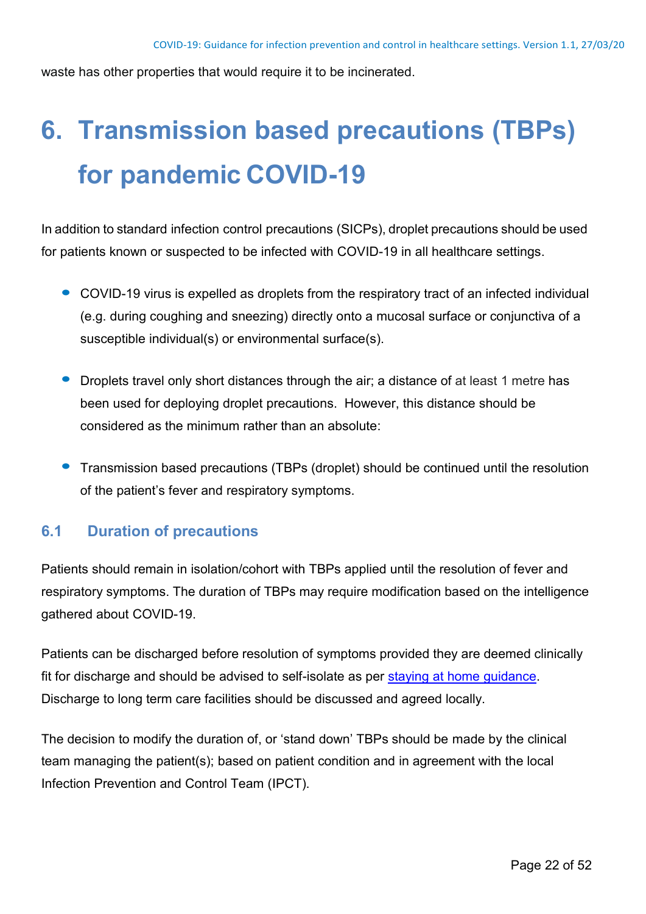waste has other properties that would require it to be incinerated.

# 6. Transmission based precautions (TBPs) for pandemic COVID-19

In addition to standard infection control precautions (SICPs), droplet precautions should be used for patients known or suspected to be infected with COVID-19 in all healthcare settings.

- COVID-19 virus is expelled as droplets from the respiratory tract of an infected individual (e.g. during coughing and sneezing) directly onto a mucosal surface or conjunctiva of a susceptible individual(s) or environmental surface(s).
- Droplets travel only short distances through the air; a distance of at least 1 metre has been used for deploying droplet precautions. However, this distance should be considered as the minimum rather than an absolute:
- Transmission based precautions (TBPs (droplet) should be continued until the resolution of the patient's fever and respiratory symptoms.

## 6.1 Duration of precautions

Patients should remain in isolation/cohort with TBPs applied until the resolution of fever and respiratory symptoms. The duration of TBPs may require modification based on the intelligence gathered about COVID-19.

Patients can be discharged before resolution of symptoms provided they are deemed clinically fit for discharge and should be advised to self-isolate as per staying at home guidance. Discharge to long term care facilities should be discussed and agreed locally.

The decision to modify the duration of, or 'stand down' TBPs should be made by the clinical team managing the patient(s); based on patient condition and in agreement with the local Infection Prevention and Control Team (IPCT).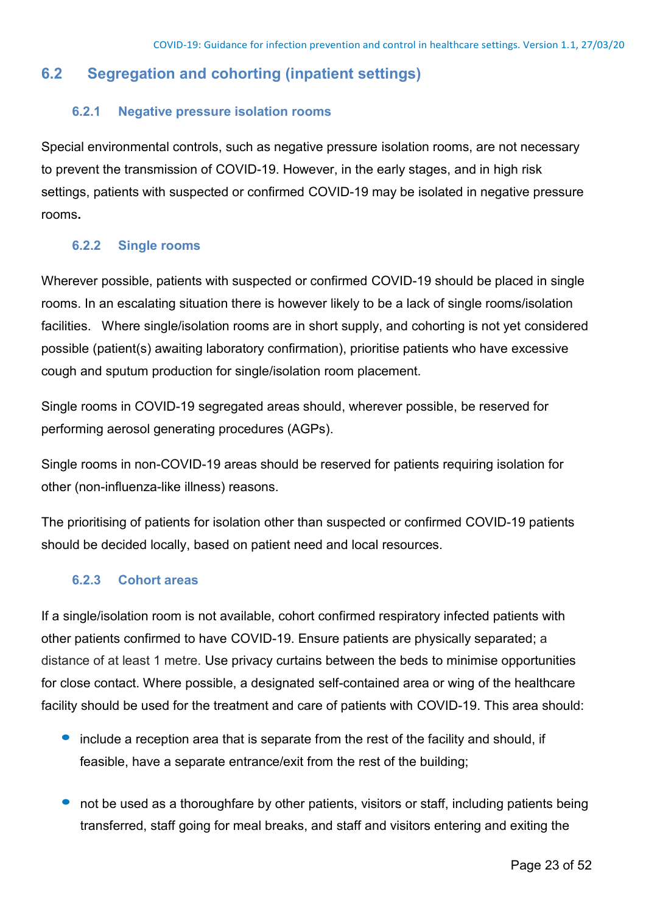## 6.2 Segregation and cohorting (inpatient settings)

### 6.2.1 Negative pressure isolation rooms

Special environmental controls, such as negative pressure isolation rooms, are not necessary to prevent the transmission of COVID-19. However, in the early stages, and in high risk settings, patients with suspected or confirmed COVID-19 may be isolated in negative pressure rooms**.**

### 6.2.2 Single rooms

Wherever possible, patients with suspected or confirmed COVID-19 should be placed in single rooms. In an escalating situation there is however likely to be a lack of single rooms/isolation facilities. Where single/isolation rooms are in short supply, and cohorting is not yet considered possible (patient(s) awaiting laboratory confirmation), prioritise patients who have excessive cough and sputum production for single/isolation room placement.

Single rooms in COVID-19 segregated areas should, wherever possible, be reserved for performing aerosol generating procedures (AGPs).

Single rooms in non-COVID-19 areas should be reserved for patients requiring isolation for other (non-influenza-like illness) reasons.

The prioritising of patients for isolation other than suspected or confirmed COVID-19 patients should be decided locally, based on patient need and local resources.

### 6.2.3 Cohort areas

If a single/isolation room is not available, cohort confirmed respiratory infected patients with other patients confirmed to have COVID-19. Ensure patients are physically separated; a distance of at least 1 metre. Use privacy curtains between the beds to minimise opportunities for close contact. Where possible, a designated self-contained area or wing of the healthcare facility should be used for the treatment and care of patients with COVID-19. This area should:

- include a reception area that is separate from the rest of the facility and should, if feasible, have a separate entrance/exit from the rest of the building;
- not be used as a thoroughfare by other patients, visitors or staff, including patients being transferred, staff going for meal breaks, and staff and visitors entering and exiting the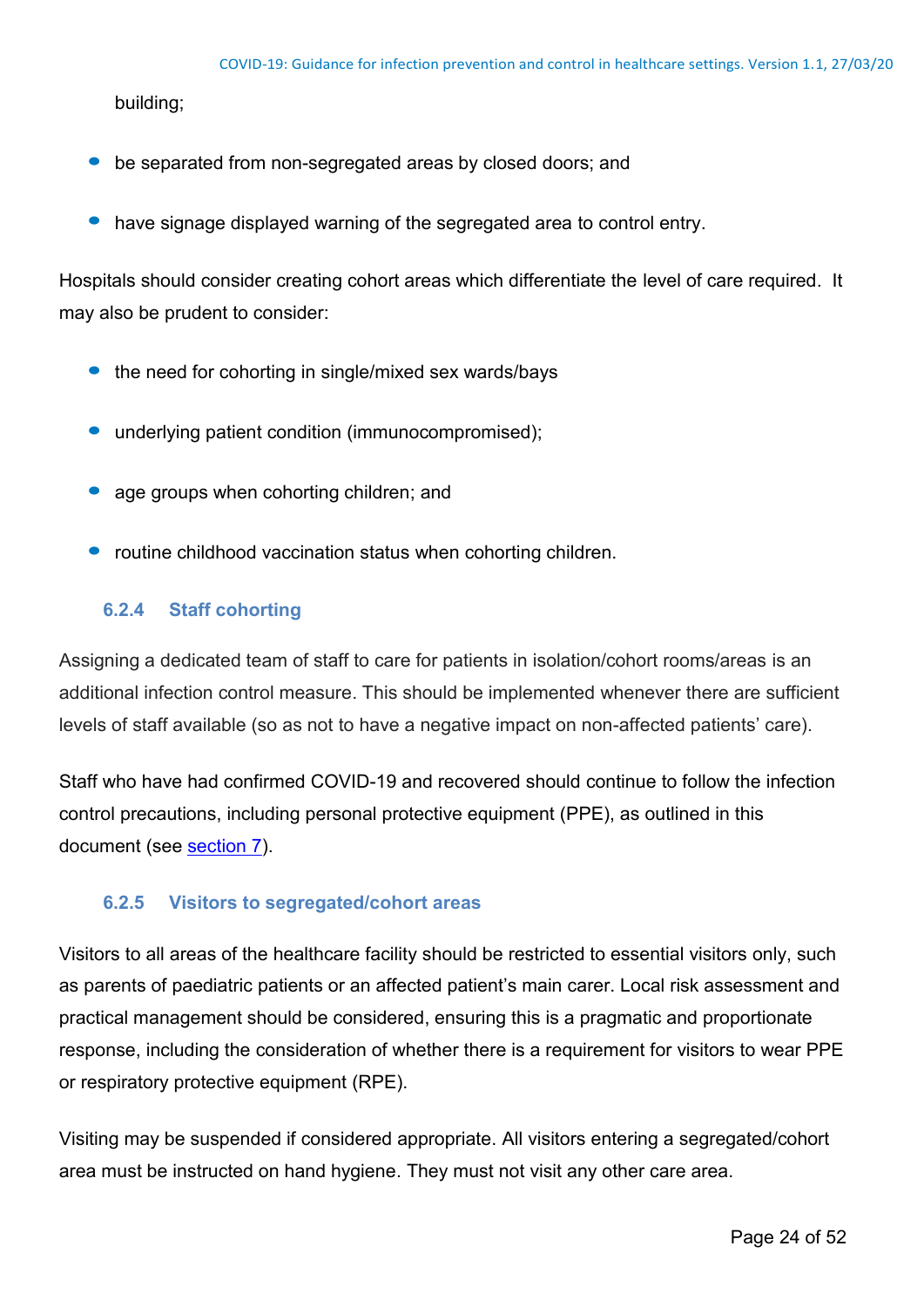building;

- be separated from non-segregated areas by closed doors; and
- have signage displayed warning of the segregated area to control entry.

Hospitals should consider creating cohort areas which differentiate the level of care required. It may also be prudent to consider:

- the need for cohorting in single/mixed sex wards/bays
- underlying patient condition (immunocompromised);
- age groups when cohorting children; and
- routine childhood vaccination status when cohorting children.

### 6.2.4 Staff cohorting

Assigning a dedicated team of staff to care for patients in isolation/cohort rooms/areas is an additional infection control measure. This should be implemented whenever there are sufficient levels of staff available (so as not to have a negative impact on non-affected patients' care).

Staff who have had confirmed COVID-19 and recovered should continue to follow the infection control precautions, including personal protective equipment (PPE), as outlined in this document (see section 7).

### 6.2.5 Visitors to segregated/cohort areas

Visitors to all areas of the healthcare facility should be restricted to essential visitors only, such as parents of paediatric patients or an affected patient's main carer. Local risk assessment and practical management should be considered, ensuring this is a pragmatic and proportionate response, including the consideration of whether there is a requirement for visitors to wear PPE or respiratory protective equipment (RPE).

Visiting may be suspended if considered appropriate. All visitors entering a segregated/cohort area must be instructed on hand hygiene. They must not visit any other care area.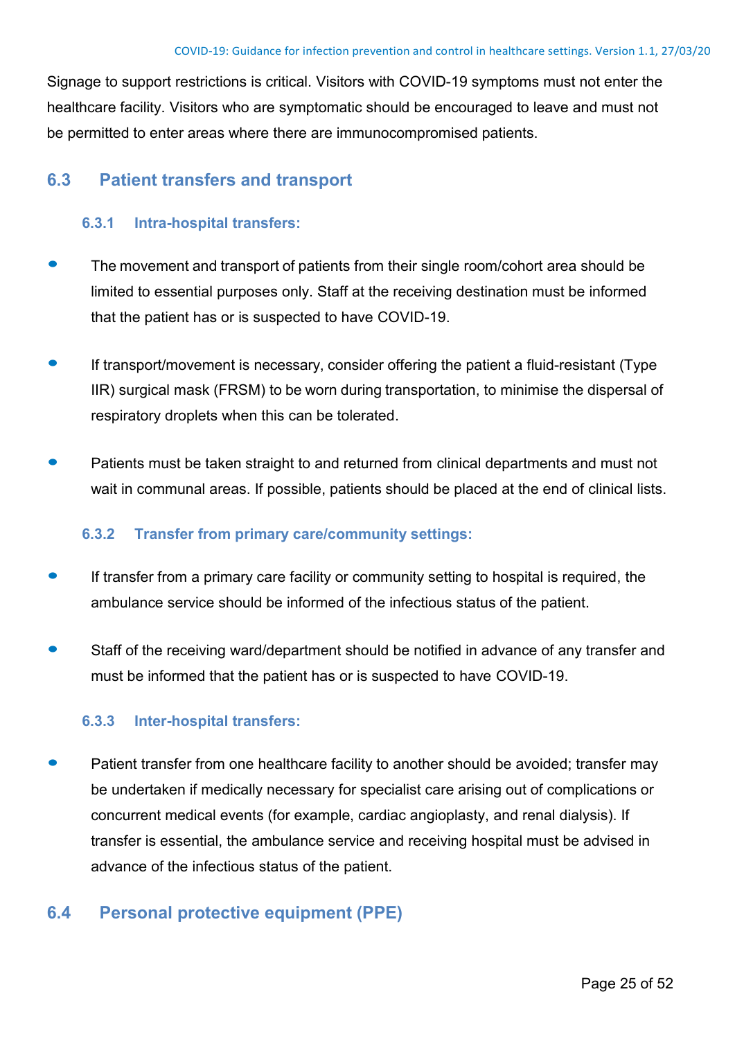Signage to support restrictions is critical. Visitors with COVID-19 symptoms must not enter the healthcare facility. Visitors who are symptomatic should be encouraged to leave and must not be permitted to enter areas where there are immunocompromised patients.

## 6.3 Patient transfers and transport

### 6.3.1 Intra-hospital transfers:

- The movement and transport of patients from their single room/cohort area should be limited to essential purposes only. Staff at the receiving destination must be informed that the patient has or is suspected to have COVID-19.
- If transport/movement is necessary, consider offering the patient a fluid-resistant (Type IIR) surgical mask (FRSM) to be worn during transportation, to minimise the dispersal of respiratory droplets when this can be tolerated.
- Patients must be taken straight to and returned from clinical departments and must not wait in communal areas. If possible, patients should be placed at the end of clinical lists.

### 6.3.2 Transfer from primary care/community settings:

- If transfer from a primary care facility or community setting to hospital is required, the ambulance service should be informed of the infectious status of the patient.
- Staff of the receiving ward/department should be notified in advance of any transfer and must be informed that the patient has or is suspected to have COVID-19.

### 6.3.3 Inter-hospital transfers:

- Patient transfer from one healthcare facility to another should be avoided; transfer may be undertaken if medically necessary for specialist care arising out of complications or concurrent medical events (for example, cardiac angioplasty, and renal dialysis). If transfer is essential, the ambulance service and receiving hospital must be advised in advance of the infectious status of the patient.

## 6.4 Personal protective equipment (PPE)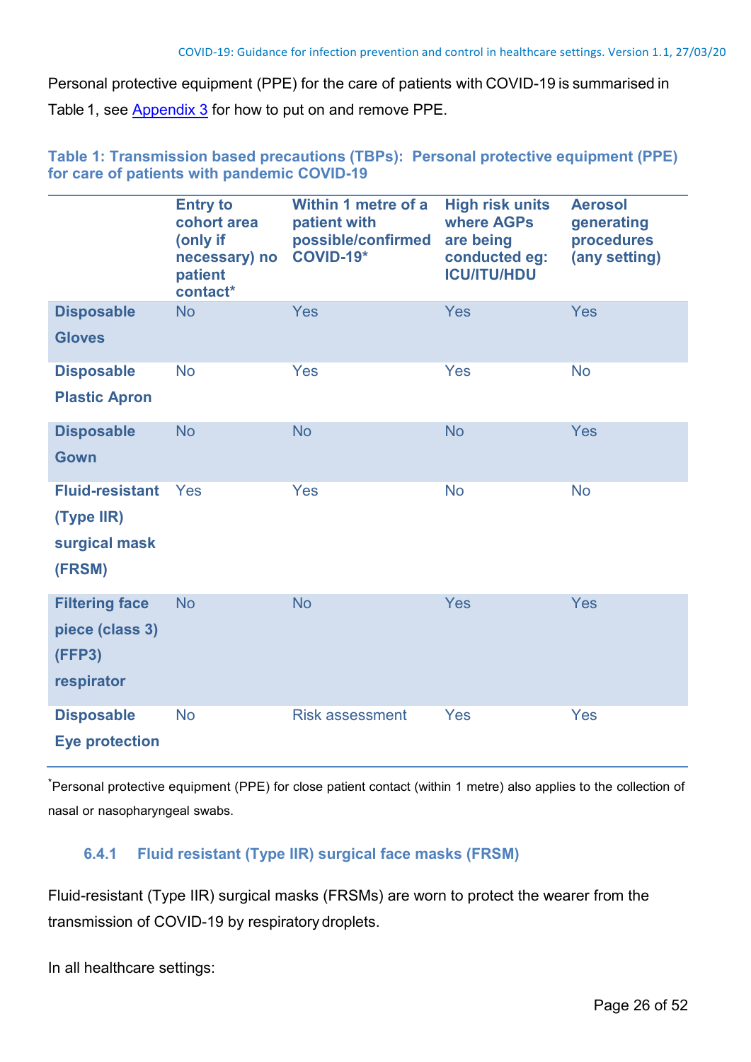Personal protective equipment (PPE) for the care of patients with COVID-19 is summarised in Table 1, see Appendix 3 for how to put on and remove PPE.

**Table 1: Transmission based precautions (TBPs): Personal protective equipment (PPE) for care of patients with pandemic COVID-19**

| | Entry to cohort area (only if necessary) no patient contact* | Within 1 metre of a patient with possible/confirmed COVID-19* | High risk units where AGPs are being conducted eg: ICU/ITU/HDU | Aerosol generating procedures (any setting) |
|---|---|---|---|---|
| **Disposable Gloves** | No | Yes | Yes | Yes |
| **Disposable Plastic Apron** | No | Yes | Yes | No |
| **Disposable Gown** | No | No | No | Yes |
| **Fluid-resistant (Type IIR) surgical mask (FRSM)** | Yes | Yes | No | No |
| **Filtering face piece (class 3) (FFP3) respirator** | No | No | Yes | Yes |
| **Disposable Eye protection** | No | Risk assessment | Yes | Yes |

*Personal protective equipment (PPE) for close patient contact (within 1 metre) also applies to the collection of nasal or nasopharyngeal swabs.

### 6.4.1 Fluid resistant (Type IIR) surgical face masks (FRSM)

Fluid-resistant (Type IIR) surgical masks (FRSMs) are worn to protect the wearer from the transmission of COVID-19 by respiratory droplets.

In all healthcare settings: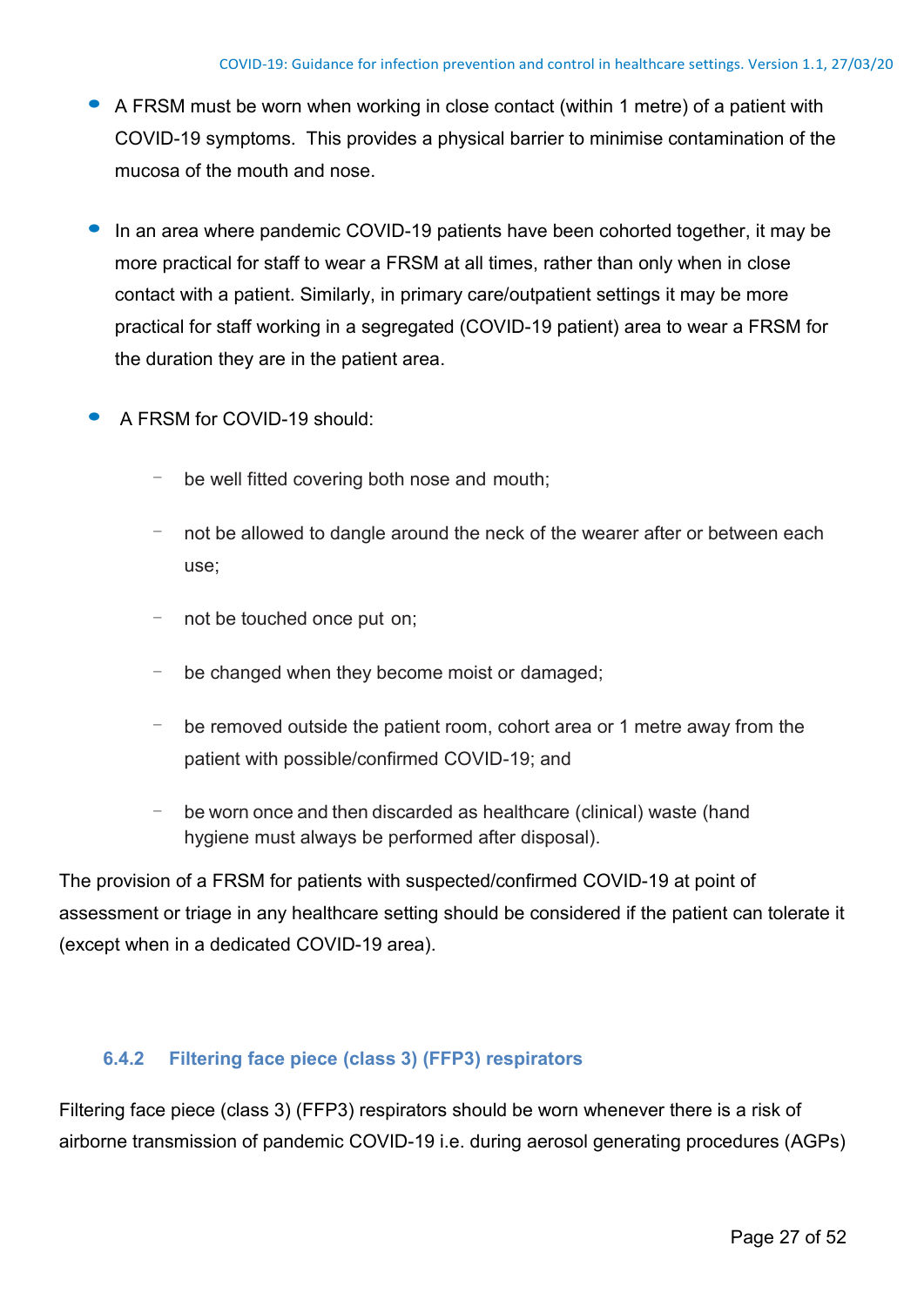- A FRSM must be worn when working in close contact (within 1 metre) of a patient with COVID-19 symptoms. This provides a physical barrier to minimise contamination of the mucosa of the mouth and nose.

- In an area where pandemic COVID-19 patients have been cohorted together, it may be more practical for staff to wear a FRSM at all times, rather than only when in close contact with a patient. Similarly, in primary care/outpatient settings it may be more practical for staff working in a segregated (COVID-19 patient) area to wear a FRSM for the duration they are in the patient area.

- A FRSM for COVID-19 should:

  - be well fitted covering both nose and mouth;

  - not be allowed to dangle around the neck of the wearer after or between each use;

  - not be touched once put on;

  - be changed when they become moist or damaged;

  - be removed outside the patient room, cohort area or 1 metre away from the patient with possible/confirmed COVID-19; and

  - be worn once and then discarded as healthcare (clinical) waste (hand hygiene must always be performed after disposal).

The provision of a FRSM for patients with suspected/confirmed COVID-19 at point of assessment or triage in any healthcare setting should be considered if the patient can tolerate it (except when in a dedicated COVID-19 area).

### 6.4.2 Filtering face piece (class 3) (FFP3) respirators

Filtering face piece (class 3) (FFP3) respirators should be worn whenever there is a risk of airborne transmission of pandemic COVID-19 i.e. during aerosol generating procedures (AGPs)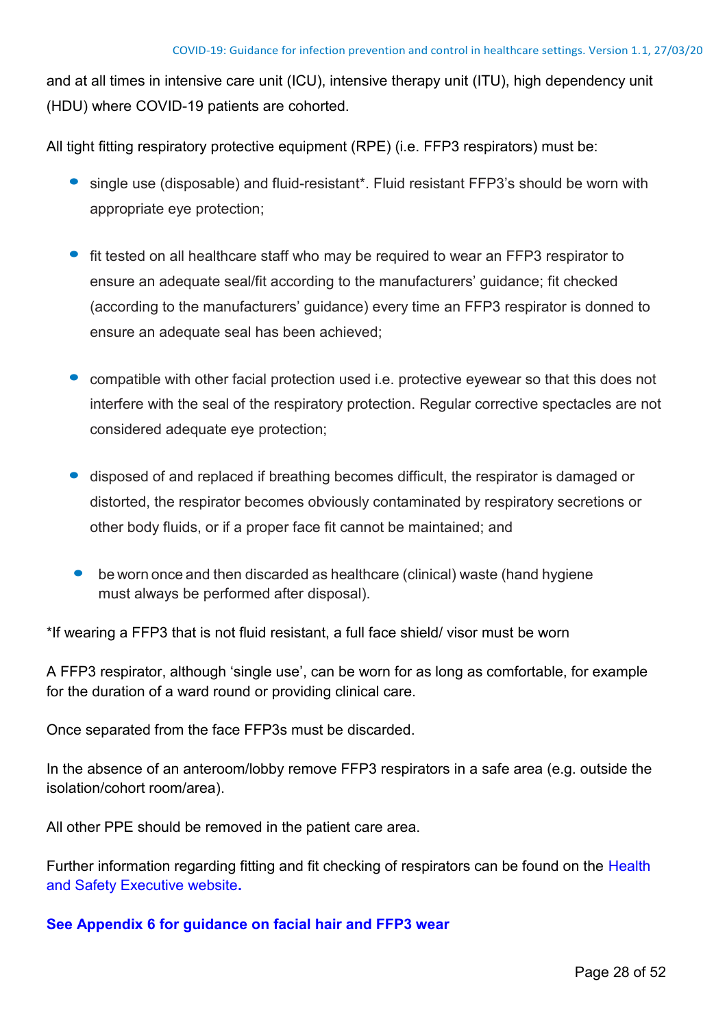and at all times in intensive care unit (ICU), intensive therapy unit (ITU), high dependency unit (HDU) where COVID-19 patients are cohorted.

All tight fitting respiratory protective equipment (RPE) (i.e. FFP3 respirators) must be:

- single use (disposable) and fluid-resistant*. Fluid resistant FFP3's should be worn with appropriate eye protection;
- fit tested on all healthcare staff who may be required to wear an FFP3 respirator to ensure an adequate seal/fit according to the manufacturers' guidance; fit checked (according to the manufacturers' guidance) every time an FFP3 respirator is donned to ensure an adequate seal has been achieved;
- compatible with other facial protection used i.e. protective eyewear so that this does not interfere with the seal of the respiratory protection. Regular corrective spectacles are not considered adequate eye protection;
- disposed of and replaced if breathing becomes difficult, the respirator is damaged or distorted, the respirator becomes obviously contaminated by respiratory secretions or other body fluids, or if a proper face fit cannot be maintained; and
- be worn once and then discarded as healthcare (clinical) waste (hand hygiene must always be performed after disposal).

*If wearing a FFP3 that is not fluid resistant, a full face shield/ visor must be worn

A FFP3 respirator, although 'single use', can be worn for as long as comfortable, for example for the duration of a ward round or providing clinical care.

Once separated from the face FFP3s must be discarded.

In the absence of an anteroom/lobby remove FFP3 respirators in a safe area (e.g. outside the isolation/cohort room/area).

All other PPE should be removed in the patient care area.

Further information regarding fitting and fit checking of respirators can be found on the Health and Safety Executive website.

**See Appendix 6 for guidance on facial hair and FFP3 wear**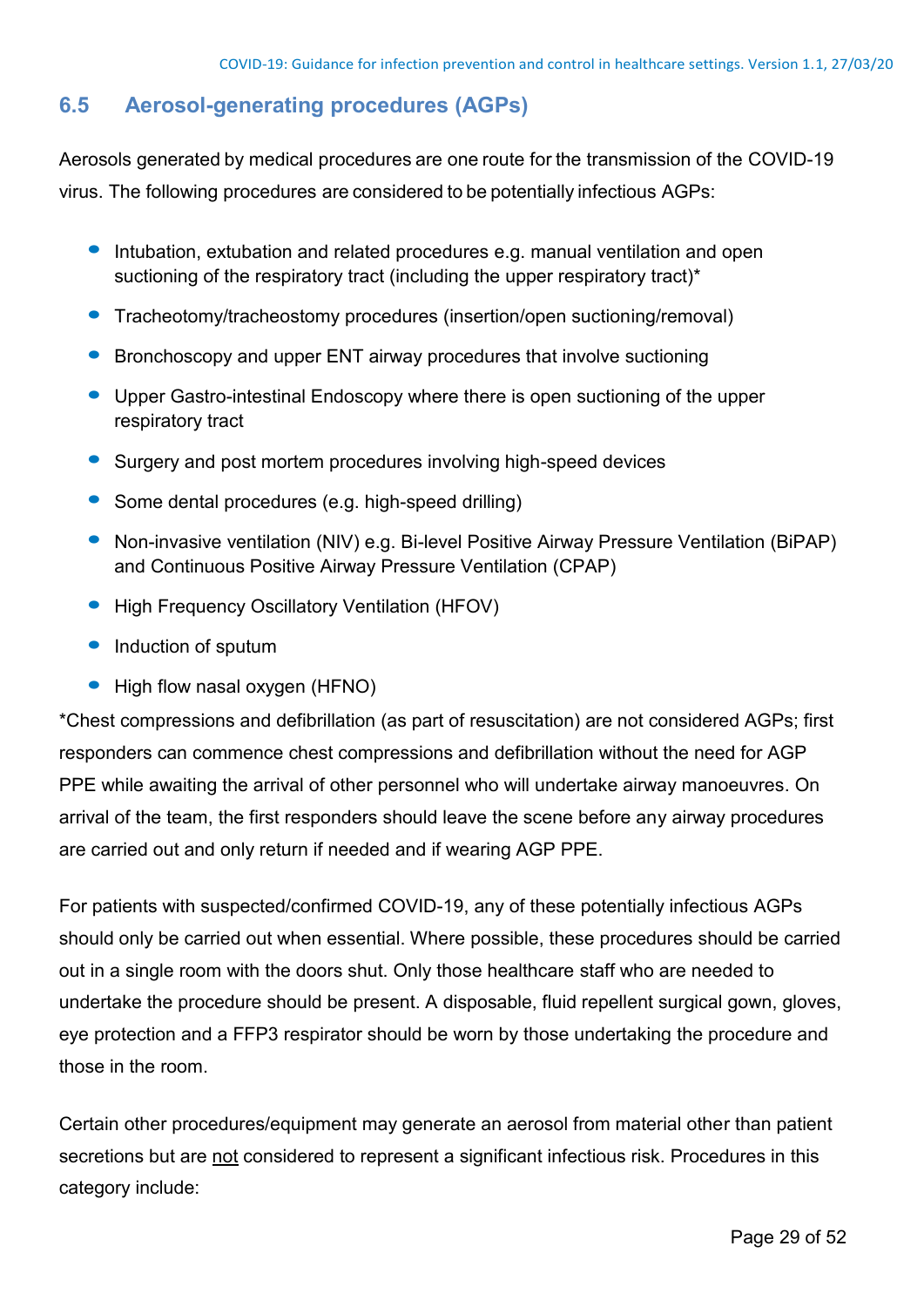## 6.5 Aerosol-generating procedures (AGPs)

Aerosols generated by medical procedures are one route for the transmission of the COVID-19 virus. The following procedures are considered to be potentially infectious AGPs:

- Intubation, extubation and related procedures e.g. manual ventilation and open suctioning of the respiratory tract (including the upper respiratory tract)*
- Tracheotomy/tracheostomy procedures (insertion/open suctioning/removal)
- Bronchoscopy and upper ENT airway procedures that involve suctioning
- Upper Gastro-intestinal Endoscopy where there is open suctioning of the upper respiratory tract
- Surgery and post mortem procedures involving high-speed devices
- Some dental procedures (e.g. high-speed drilling)
- Non-invasive ventilation (NIV) e.g. Bi-level Positive Airway Pressure Ventilation (BiPAP) and Continuous Positive Airway Pressure Ventilation (CPAP)
- High Frequency Oscillatory Ventilation (HFOV)
- Induction of sputum
- High flow nasal oxygen (HFNO)

*Chest compressions and defibrillation (as part of resuscitation) are not considered AGPs; first responders can commence chest compressions and defibrillation without the need for AGP PPE while awaiting the arrival of other personnel who will undertake airway manoeuvres. On arrival of the team, the first responders should leave the scene before any airway procedures are carried out and only return if needed and if wearing AGP PPE.

For patients with suspected/confirmed COVID-19, any of these potentially infectious AGPs should only be carried out when essential. Where possible, these procedures should be carried out in a single room with the doors shut. Only those healthcare staff who are needed to undertake the procedure should be present. A disposable, fluid repellent surgical gown, gloves, eye protection and a FFP3 respirator should be worn by those undertaking the procedure and those in the room.

Certain other procedures/equipment may generate an aerosol from material other than patient secretions but are <u>not</u> considered to represent a significant infectious risk. Procedures in this category include: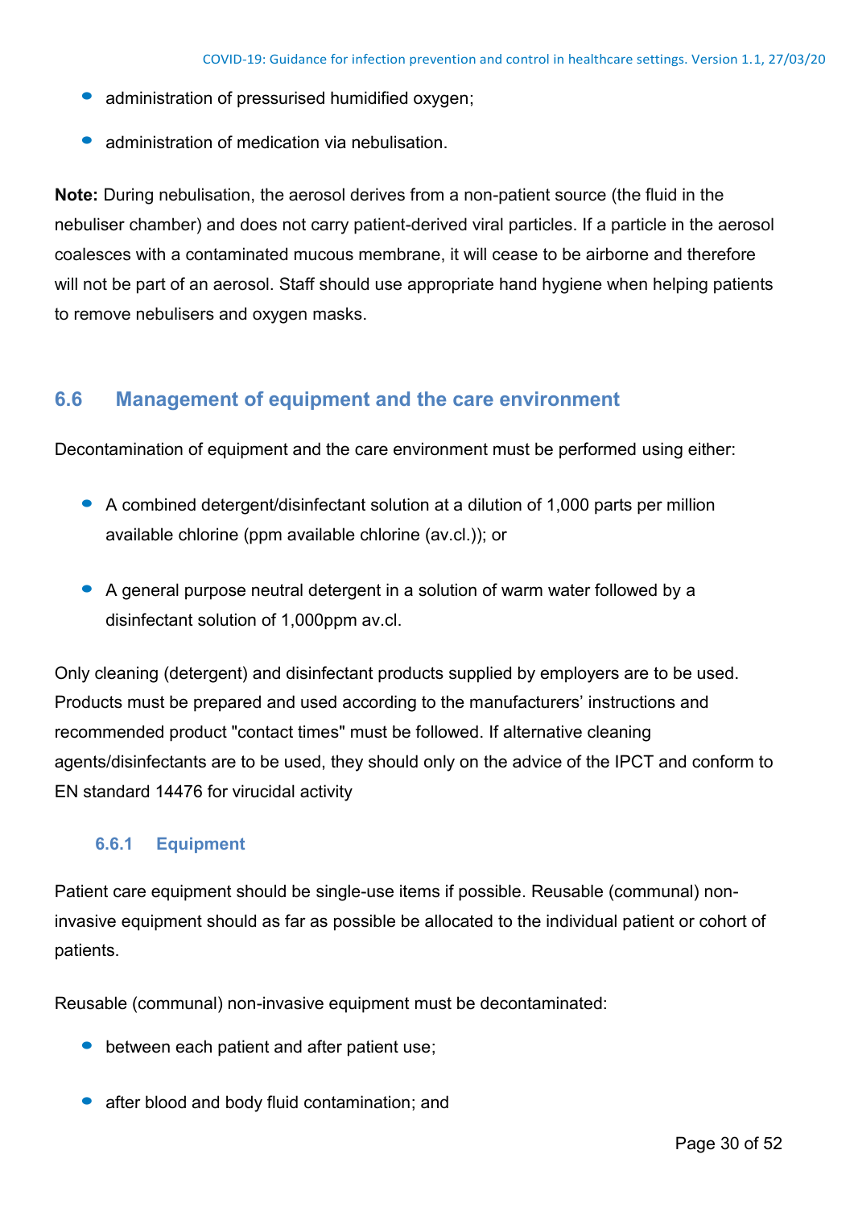- administration of pressurised humidified oxygen;
- administration of medication via nebulisation.

**Note:** During nebulisation, the aerosol derives from a non-patient source (the fluid in the nebuliser chamber) and does not carry patient-derived viral particles. If a particle in the aerosol coalesces with a contaminated mucous membrane, it will cease to be airborne and therefore will not be part of an aerosol. Staff should use appropriate hand hygiene when helping patients to remove nebulisers and oxygen masks.

## 6.6 Management of equipment and the care environment

Decontamination of equipment and the care environment must be performed using either:

- A combined detergent/disinfectant solution at a dilution of 1,000 parts per million available chlorine (ppm available chlorine (av.cl.)); or

- A general purpose neutral detergent in a solution of warm water followed by a disinfectant solution of 1,000ppm av.cl.

Only cleaning (detergent) and disinfectant products supplied by employers are to be used. Products must be prepared and used according to the manufacturers' instructions and recommended product "contact times" must be followed. If alternative cleaning agents/disinfectants are to be used, they should only on the advice of the IPCT and conform to EN standard 14476 for virucidal activity

### 6.6.1 Equipment

Patient care equipment should be single-use items if possible. Reusable (communal) non-invasive equipment should as far as possible be allocated to the individual patient or cohort of patients.

Reusable (communal) non-invasive equipment must be decontaminated:

- between each patient and after patient use;

- after blood and body fluid contamination; and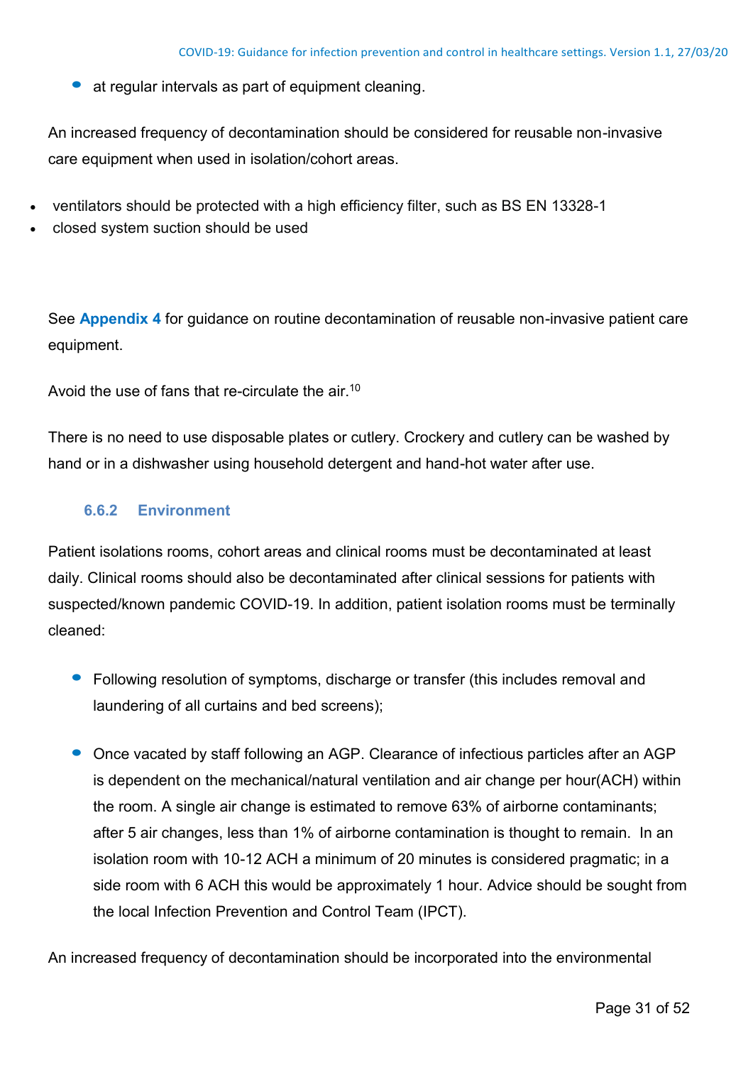- at regular intervals as part of equipment cleaning.

An increased frequency of decontamination should be considered for reusable non-invasive care equipment when used in isolation/cohort areas.

- ventilators should be protected with a high efficiency filter, such as BS EN 13328-1
- closed system suction should be used

See **Appendix 4** for guidance on routine decontamination of reusable non-invasive patient care equipment.

Avoid the use of fans that re-circulate the air.[10]

There is no need to use disposable plates or cutlery. Crockery and cutlery can be washed by hand or in a dishwasher using household detergent and hand-hot water after use.

#### 6.6.2 Environment

Patient isolations rooms, cohort areas and clinical rooms must be decontaminated at least daily. Clinical rooms should also be decontaminated after clinical sessions for patients with suspected/known pandemic COVID-19. In addition, patient isolation rooms must be terminally cleaned:

- Following resolution of symptoms, discharge or transfer (this includes removal and laundering of all curtains and bed screens);
- Once vacated by staff following an AGP. Clearance of infectious particles after an AGP is dependent on the mechanical/natural ventilation and air change per hour(ACH) within the room. A single air change is estimated to remove 63% of airborne contaminants; after 5 air changes, less than 1% of airborne contamination is thought to remain. In an isolation room with 10-12 ACH a minimum of 20 minutes is considered pragmatic; in a side room with 6 ACH this would be approximately 1 hour. Advice should be sought from the local Infection Prevention and Control Team (IPCT).

An increased frequency of decontamination should be incorporated into the environmental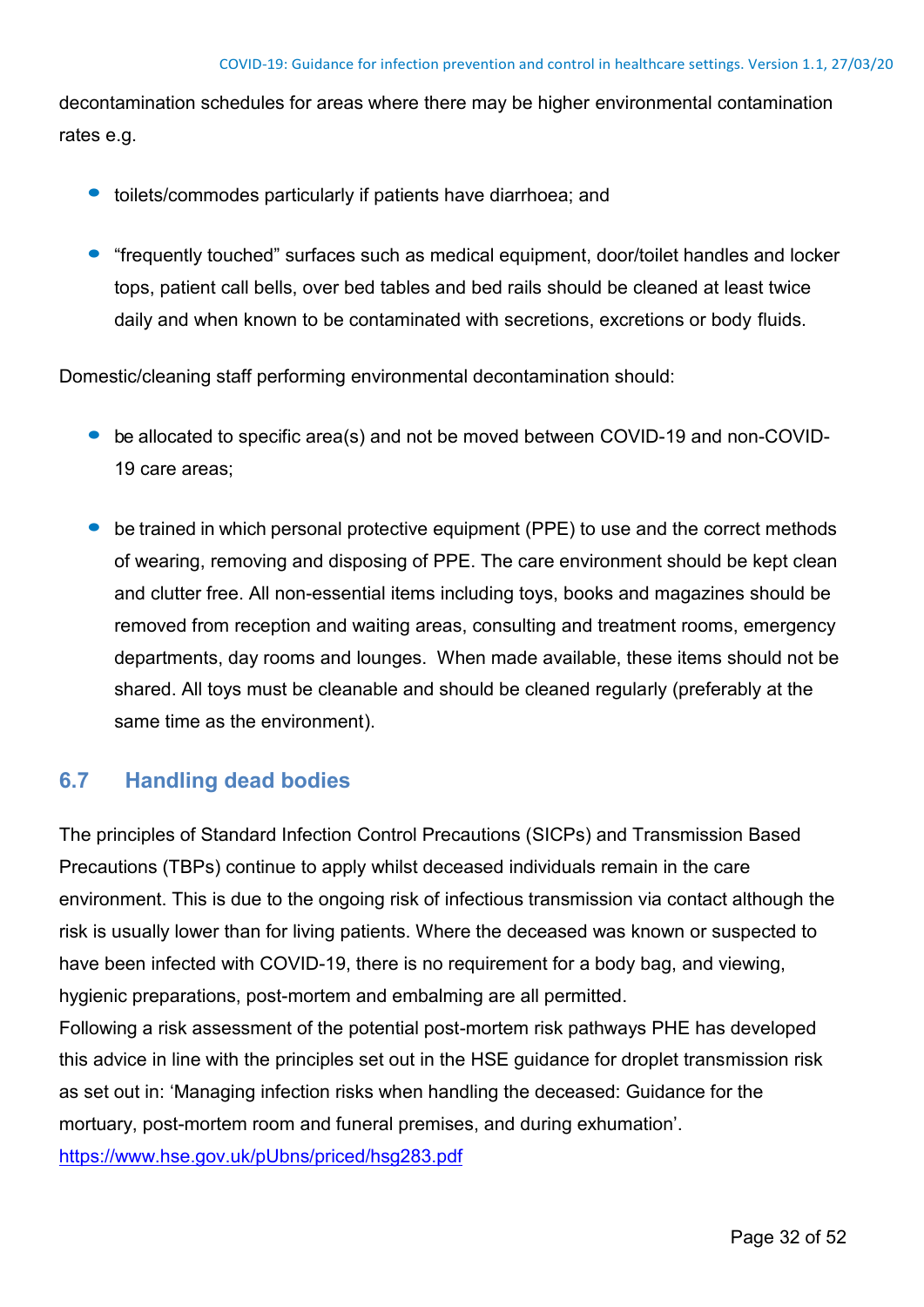decontamination schedules for areas where there may be higher environmental contamination rates e.g.

- toilets/commodes particularly if patients have diarrhoea; and
- "frequently touched" surfaces such as medical equipment, door/toilet handles and locker tops, patient call bells, over bed tables and bed rails should be cleaned at least twice daily and when known to be contaminated with secretions, excretions or body fluids.

Domestic/cleaning staff performing environmental decontamination should:

- be allocated to specific area(s) and not be moved between COVID-19 and non-COVID-19 care areas;
- be trained in which personal protective equipment (PPE) to use and the correct methods of wearing, removing and disposing of PPE. The care environment should be kept clean and clutter free. All non-essential items including toys, books and magazines should be removed from reception and waiting areas, consulting and treatment rooms, emergency departments, day rooms and lounges. When made available, these items should not be shared. All toys must be cleanable and should be cleaned regularly (preferably at the same time as the environment).

## 6.7 Handling dead bodies

The principles of Standard Infection Control Precautions (SICPs) and Transmission Based Precautions (TBPs) continue to apply whilst deceased individuals remain in the care environment. This is due to the ongoing risk of infectious transmission via contact although the risk is usually lower than for living patients. Where the deceased was known or suspected to have been infected with COVID-19, there is no requirement for a body bag, and viewing, hygienic preparations, post-mortem and embalming are all permitted.
Following a risk assessment of the potential post-mortem risk pathways PHE has developed this advice in line with the principles set out in the HSE guidance for droplet transmission risk as set out in: 'Managing infection risks when handling the deceased: Guidance for the mortuary, post-mortem room and funeral premises, and during exhumation'.
https://www.hse.gov.uk/pUbns/priced/hsg283.pdf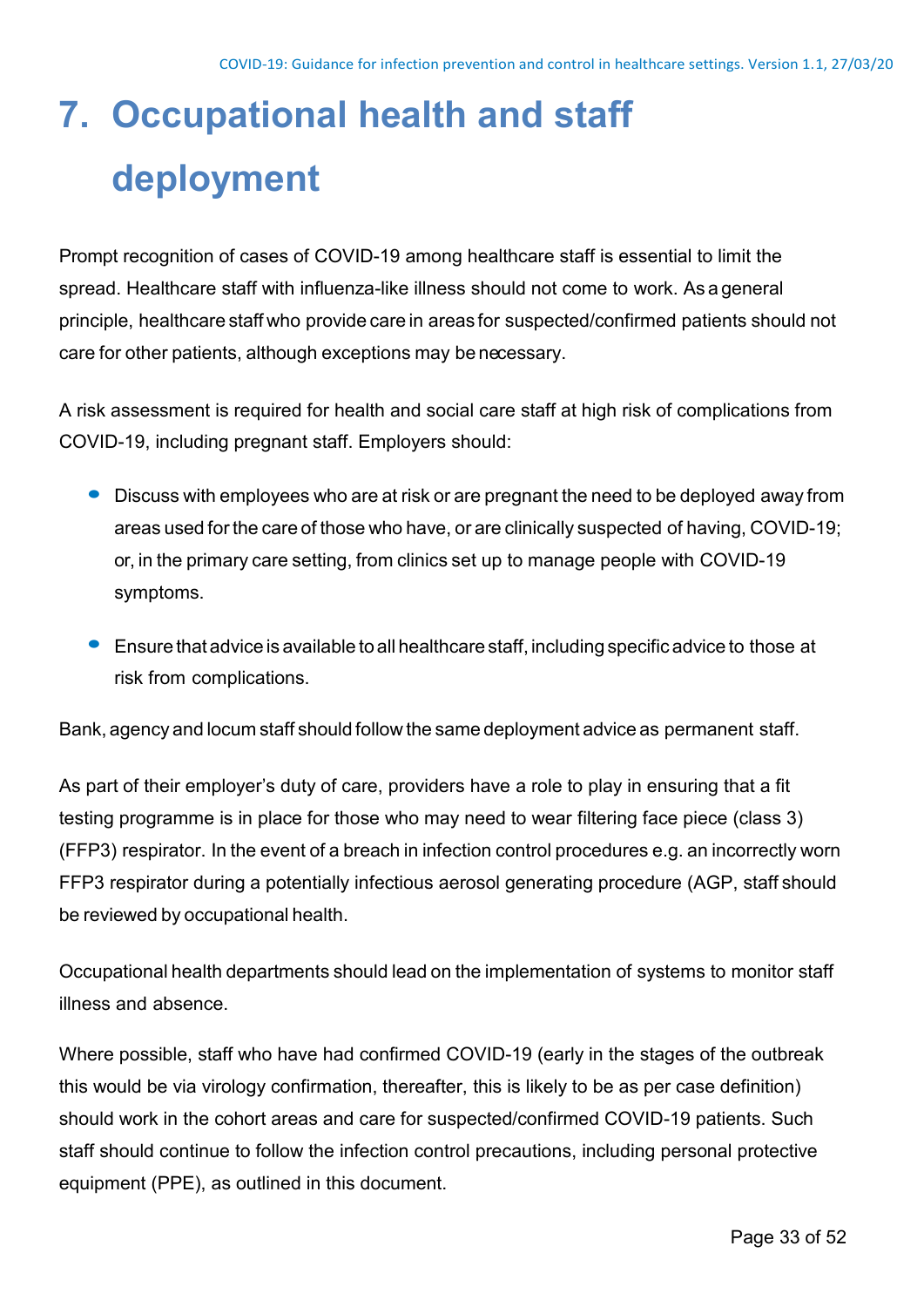# 7. Occupational health and staff deployment

Prompt recognition of cases of COVID-19 among healthcare staff is essential to limit the spread. Healthcare staff with influenza-like illness should not come to work. As a general principle, healthcare staff who provide care in areas for suspected/confirmed patients should not care for other patients, although exceptions may be necessary.

A risk assessment is required for health and social care staff at high risk of complications from COVID-19, including pregnant staff. Employers should:

- Discuss with employees who are at risk or are pregnant the need to be deployed away from areas used for the care of those who have, or are clinically suspected of having, COVID-19; or, in the primary care setting, from clinics set up to manage people with COVID-19 symptoms.
- Ensure that advice is available to all healthcare staff, including specific advice to those at risk from complications.

Bank, agency and locum staff should follow the same deployment advice as permanent staff.

As part of their employer's duty of care, providers have a role to play in ensuring that a fit testing programme is in place for those who may need to wear filtering face piece (class 3) (FFP3) respirator. In the event of a breach in infection control procedures e.g. an incorrectly worn FFP3 respirator during a potentially infectious aerosol generating procedure (AGP, staff should be reviewed by occupational health.

Occupational health departments should lead on the implementation of systems to monitor staff illness and absence.

Where possible, staff who have had confirmed COVID-19 (early in the stages of the outbreak this would be via virology confirmation, thereafter, this is likely to be as per case definition) should work in the cohort areas and care for suspected/confirmed COVID-19 patients. Such staff should continue to follow the infection control precautions, including personal protective equipment (PPE), as outlined in this document.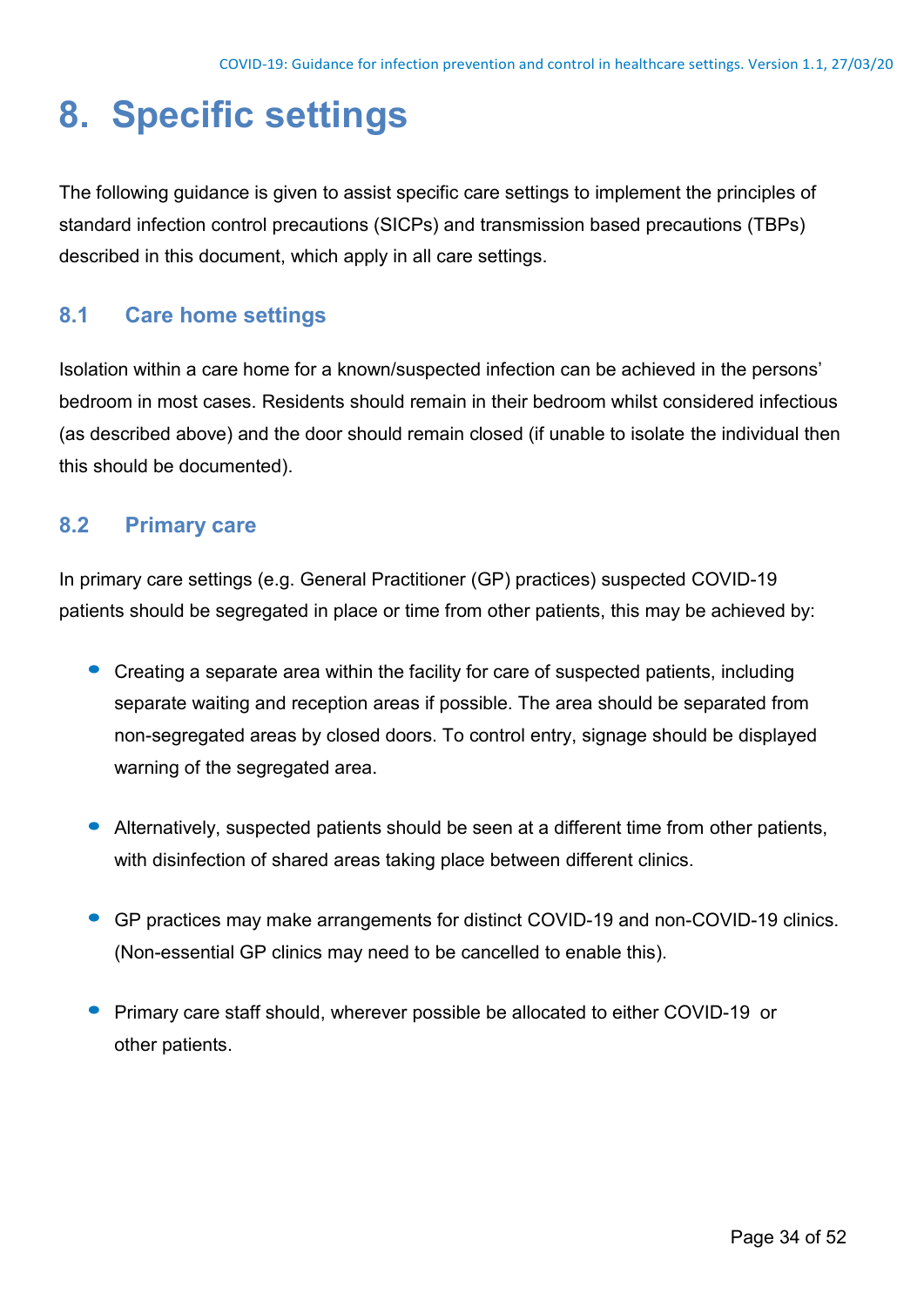# 8. Specific settings

The following guidance is given to assist specific care settings to implement the principles of standard infection control precautions (SICPs) and transmission based precautions (TBPs) described in this document, which apply in all care settings.

## 8.1 Care home settings

Isolation within a care home for a known/suspected infection can be achieved in the persons' bedroom in most cases. Residents should remain in their bedroom whilst considered infectious (as described above) and the door should remain closed (if unable to isolate the individual then this should be documented).

## 8.2 Primary care

In primary care settings (e.g. General Practitioner (GP) practices) suspected COVID-19 patients should be segregated in place or time from other patients, this may be achieved by:

- Creating a separate area within the facility for care of suspected patients, including separate waiting and reception areas if possible. The area should be separated from non-segregated areas by closed doors. To control entry, signage should be displayed warning of the segregated area.
- Alternatively, suspected patients should be seen at a different time from other patients, with disinfection of shared areas taking place between different clinics.
- GP practices may make arrangements for distinct COVID-19 and non-COVID-19 clinics. (Non-essential GP clinics may need to be cancelled to enable this).
- Primary care staff should, wherever possible be allocated to either COVID-19 or other patients.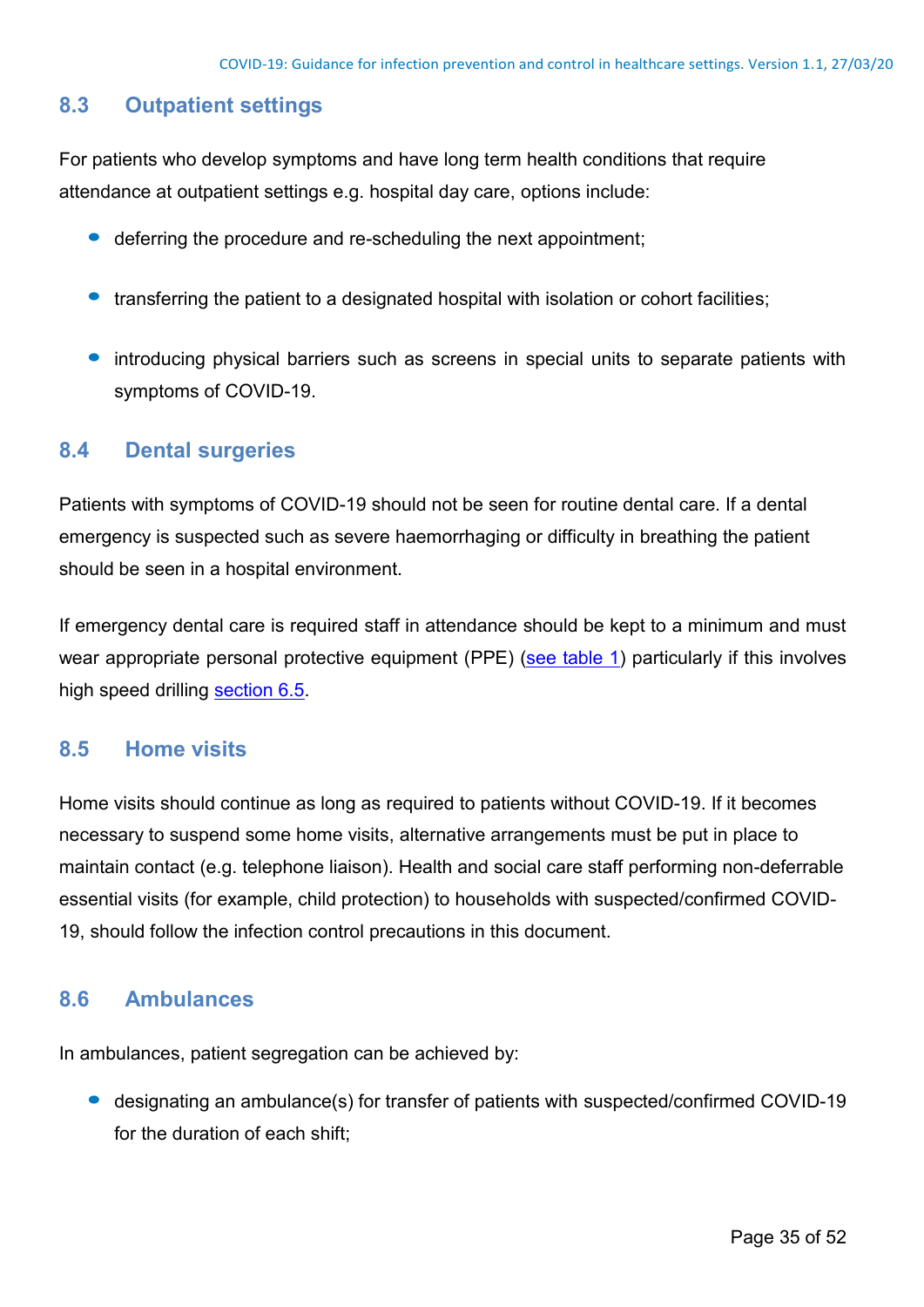## 8.3 Outpatient settings

For patients who develop symptoms and have long term health conditions that require attendance at outpatient settings e.g. hospital day care, options include:

- deferring the procedure and re-scheduling the next appointment;
- transferring the patient to a designated hospital with isolation or cohort facilities;
- introducing physical barriers such as screens in special units to separate patients with symptoms of COVID-19.

## 8.4 Dental surgeries

Patients with symptoms of COVID-19 should not be seen for routine dental care. If a dental emergency is suspected such as severe haemorrhaging or difficulty in breathing the patient should be seen in a hospital environment.

If emergency dental care is required staff in attendance should be kept to a minimum and must wear appropriate personal protective equipment (PPE) (see table 1) particularly if this involves high speed drilling section 6.5.

## 8.5 Home visits

Home visits should continue as long as required to patients without COVID-19. If it becomes necessary to suspend some home visits, alternative arrangements must be put in place to maintain contact (e.g. telephone liaison). Health and social care staff performing non-deferrable essential visits (for example, child protection) to households with suspected/confirmed COVID-19, should follow the infection control precautions in this document.

## 8.6 Ambulances

In ambulances, patient segregation can be achieved by:

- designating an ambulance(s) for transfer of patients with suspected/confirmed COVID-19 for the duration of each shift;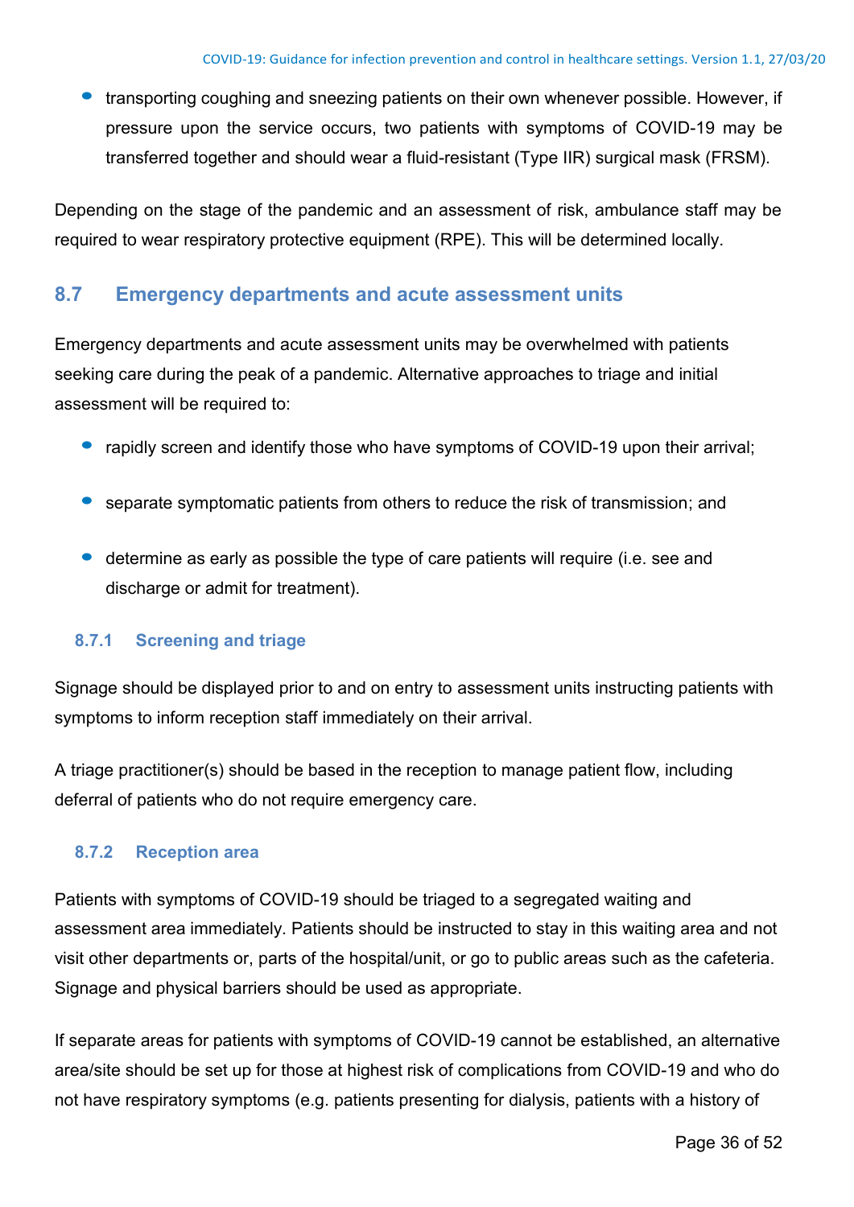- transporting coughing and sneezing patients on their own whenever possible. However, if pressure upon the service occurs, two patients with symptoms of COVID-19 may be transferred together and should wear a fluid-resistant (Type IIR) surgical mask (FRSM).

Depending on the stage of the pandemic and an assessment of risk, ambulance staff may be required to wear respiratory protective equipment (RPE). This will be determined locally.

## 8.7 Emergency departments and acute assessment units

Emergency departments and acute assessment units may be overwhelmed with patients seeking care during the peak of a pandemic. Alternative approaches to triage and initial assessment will be required to:

- rapidly screen and identify those who have symptoms of COVID-19 upon their arrival;
- separate symptomatic patients from others to reduce the risk of transmission; and
- determine as early as possible the type of care patients will require (i.e. see and discharge or admit for treatment).

### 8.7.1 Screening and triage

Signage should be displayed prior to and on entry to assessment units instructing patients with symptoms to inform reception staff immediately on their arrival.

A triage practitioner(s) should be based in the reception to manage patient flow, including deferral of patients who do not require emergency care.

### 8.7.2 Reception area

Patients with symptoms of COVID-19 should be triaged to a segregated waiting and assessment area immediately. Patients should be instructed to stay in this waiting area and not visit other departments or, parts of the hospital/unit, or go to public areas such as the cafeteria. Signage and physical barriers should be used as appropriate.

If separate areas for patients with symptoms of COVID-19 cannot be established, an alternative area/site should be set up for those at highest risk of complications from COVID-19 and who do not have respiratory symptoms (e.g. patients presenting for dialysis, patients with a history of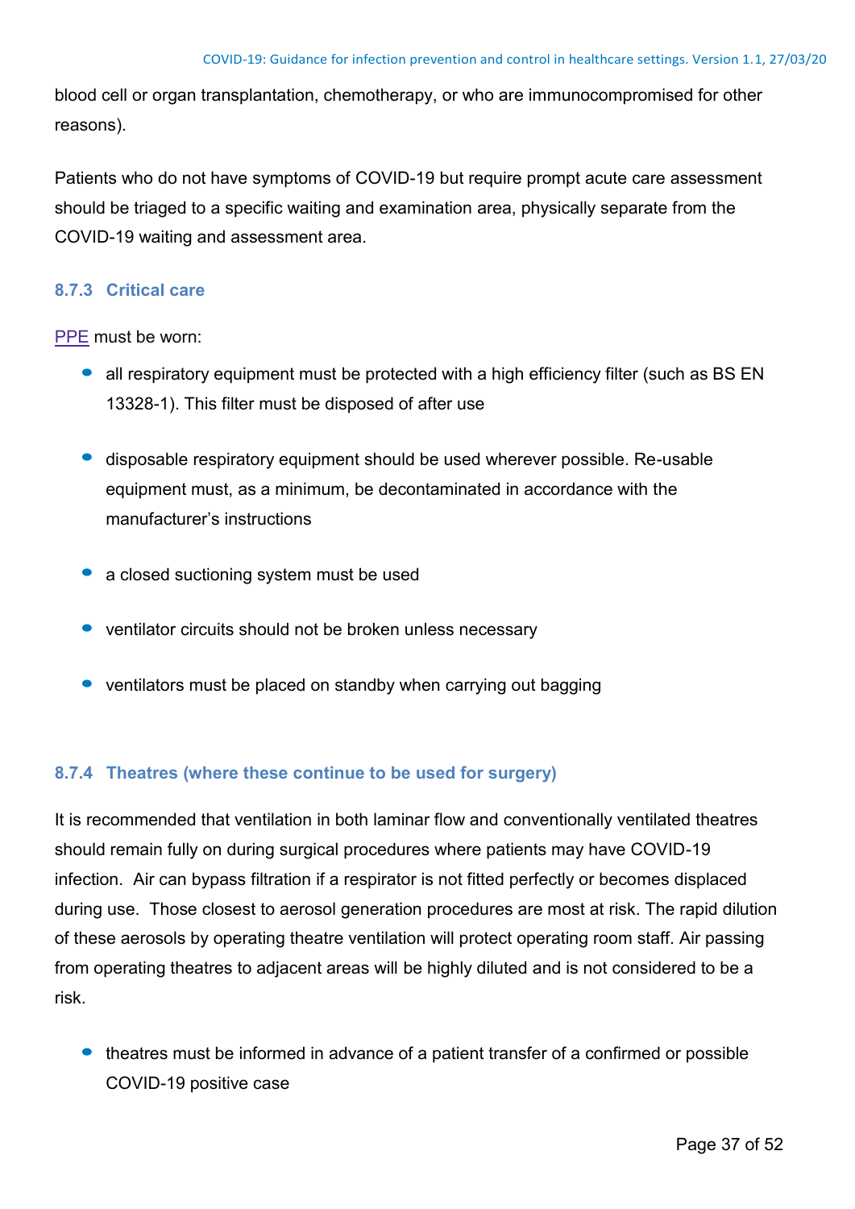blood cell or organ transplantation, chemotherapy, or who are immunocompromised for other reasons).

Patients who do not have symptoms of COVID-19 but require prompt acute care assessment should be triaged to a specific waiting and examination area, physically separate from the COVID-19 waiting and assessment area.

### 8.7.3 Critical care

PPE must be worn:

- all respiratory equipment must be protected with a high efficiency filter (such as BS EN 13328-1). This filter must be disposed of after use
- disposable respiratory equipment should be used wherever possible. Re-usable equipment must, as a minimum, be decontaminated in accordance with the manufacturer's instructions
- a closed suctioning system must be used
- ventilator circuits should not be broken unless necessary
- ventilators must be placed on standby when carrying out bagging

### 8.7.4 Theatres (where these continue to be used for surgery)

It is recommended that ventilation in both laminar flow and conventionally ventilated theatres should remain fully on during surgical procedures where patients may have COVID-19 infection. Air can bypass filtration if a respirator is not fitted perfectly or becomes displaced during use. Those closest to aerosol generation procedures are most at risk. The rapid dilution of these aerosols by operating theatre ventilation will protect operating room staff. Air passing from operating theatres to adjacent areas will be highly diluted and is not considered to be a risk.

- theatres must be informed in advance of a patient transfer of a confirmed or possible COVID-19 positive case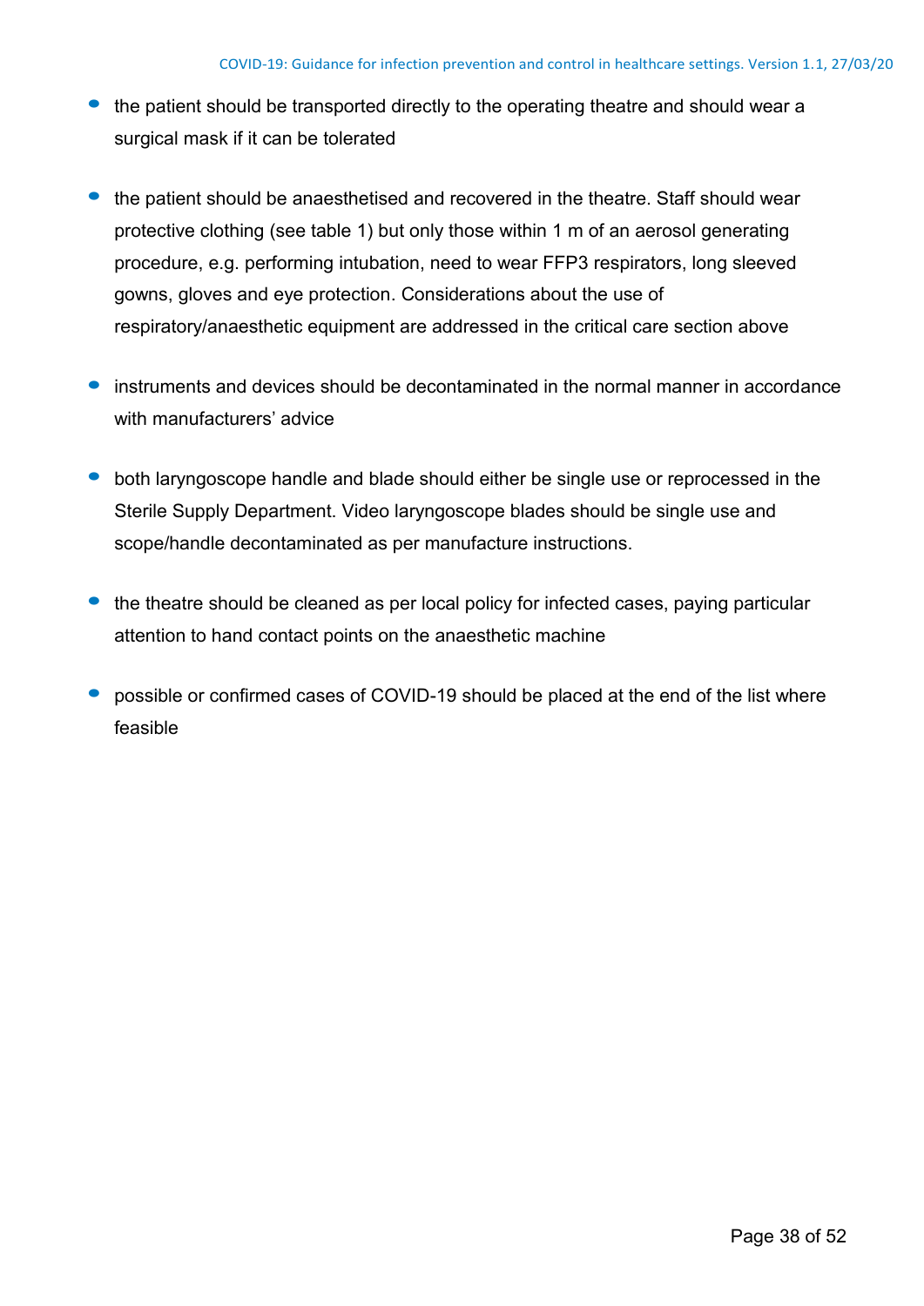- the patient should be transported directly to the operating theatre and should wear a surgical mask if it can be tolerated

- the patient should be anaesthetised and recovered in the theatre. Staff should wear protective clothing (see table 1) but only those within 1 m of an aerosol generating procedure, e.g. performing intubation, need to wear FFP3 respirators, long sleeved gowns, gloves and eye protection. Considerations about the use of respiratory/anaesthetic equipment are addressed in the critical care section above

- instruments and devices should be decontaminated in the normal manner in accordance with manufacturers' advice

- both laryngoscope handle and blade should either be single use or reprocessed in the Sterile Supply Department. Video laryngoscope blades should be single use and scope/handle decontaminated as per manufacture instructions.

- the theatre should be cleaned as per local policy for infected cases, paying particular attention to hand contact points on the anaesthetic machine

- possible or confirmed cases of COVID-19 should be placed at the end of the list where feasible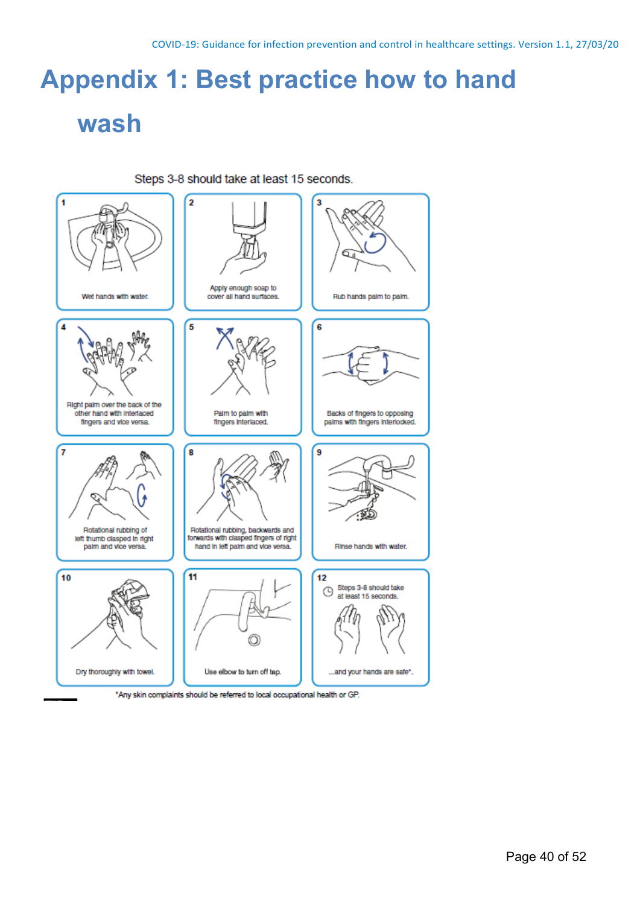# Appendix 1: Best practice how to hand wash

Steps 3-8 should take at least 15 seconds.

1. Wet hands with water.
2. Apply enough soap to cover all hand surfaces.
3. Rub hands palm to palm.
4. Right palm over the back of the other hand with interlaced fingers and vice versa.
5. Palm to palm with fingers interlaced.
6. Backs of fingers to opposing palms with fingers interlocked.
7. Rotational rubbing of left thumb clasped in right palm and vice versa.
8. Rotational rubbing, backwards and forwards with clasped fingers of right hand in left palm and vice versa.
9. Rinse hands with water.
10. Dry thoroughly with towel.
11. Use elbow to turn off tap.
12. Steps 3-8 should take at least 15 seconds. ...and your hands are safe*.

*Any skin complaints should be referred to local occupational health or GP.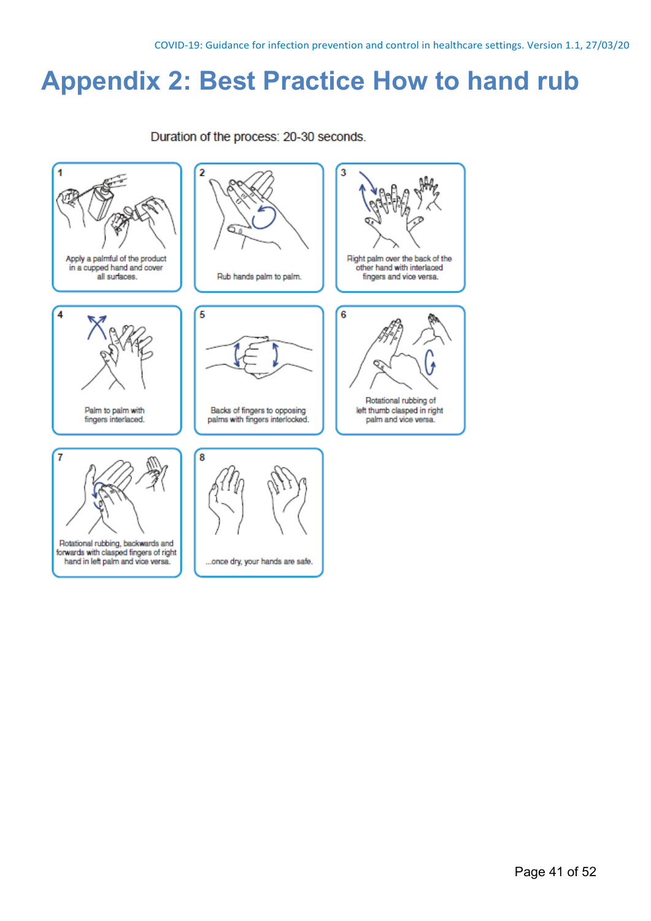# Appendix 2: Best Practice How to hand rub

Duration of the process: 20-30 seconds.

1. Apply a palmful of the product in a cupped hand and cover all surfaces.
2. Rub hands palm to palm.
3. Right palm over the back of the other hand with interlaced fingers and vice versa.
4. Palm to palm with fingers interlaced.
5. Backs of fingers to opposing palms with fingers interlocked.
6. Rotational rubbing of left thumb clasped in right palm and vice versa.
7. Rotational rubbing, backwards and forwards with clasped fingers of right hand in left palm and vice versa.
8. ...once dry, your hands are safe.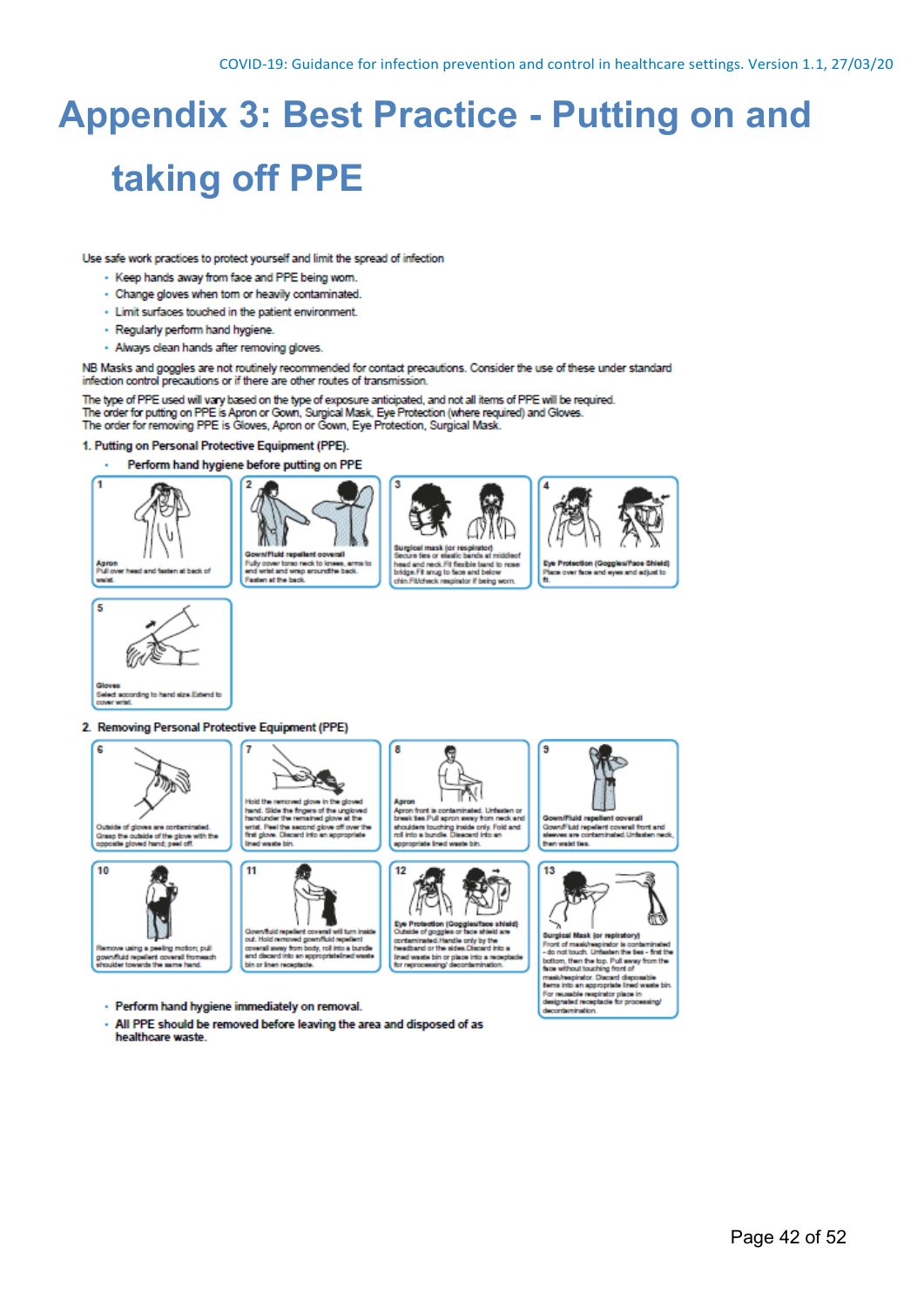# Appendix 3: Best Practice - Putting on and taking off PPE

Use safe work practices to protect yourself and limit the spread of infection

- Keep hands away from face and PPE being worn.
- Change gloves when torn or heavily contaminated.
- Limit surfaces touched in the patient environment.
- Regularly perform hand hygiene.
- Always clean hands after removing gloves.

NB Masks and goggles are not routinely recommended for contact precautions. Consider the use of these under standard infection control precautions or if there are other routes of transmission.

The type of PPE used will vary based on the type of exposure anticipated, and not all items of PPE will be required.
The order for putting on PPE is Apron or Gown, Surgical Mask, Eye Protection (where required) and Gloves.
The order for removing PPE is Gloves, Apron or Gown, Eye Protection, Surgical Mask.

**1. Putting on Personal Protective Equipment (PPE).**

- **Perform hand hygiene before putting on PPE**

1. **Apron** Pull over head and fasten at back of waist.
2. **Gown/Fluid repellent coverall** Fully cover torso neck to knees, arms to end wrist and wrap around the back. Fasten at the back.
3. **Surgical mask (or respirator)** Secure ties or elastic bands at middle of head and neck. Fit flexible band to nose bridge. Fit snug to face and below chin. Fit/check respirator if being worn.
4. **Eye Protection (Goggles/Face Shield)** Place over face and eyes and adjust to fit.
5. **Gloves** Select according to hand size. Extend to cover wrist.

**2. Removing Personal Protective Equipment (PPE)**

6. Outside of gloves are contaminated. Grasp the outside of the glove with the opposite gloved hand; peel off.
7. Hold the removed glove in the gloved hand. Slide the fingers of the ungloved hand under the remaining glove at the wrist. Peel the second glove off over the first glove. Discard into an appropriate lined waste bin.
8. **Apron** Apron front is contaminated. Unfasten or break ties. Pull apron away from neck and shoulders touching inside only. Fold and roll into a bundle. Discard into an appropriate lined waste bin.
9. **Gown/Fluid repellent coverall** Gown/Fluid repellent coverall front and sleeves are contaminated. Unfasten neck, then waist ties.
10. Remove using a peeling motion; pull gown/fluid repellent coverall from each shoulder towards the same hand.
11. Gown/fluid repellent coverall will turn inside out. Hold removed gown/fluid repellent coverall away from body, roll into a bundle and discard into an appropriate lined waste bin or linen receptacle.
12. **Eye Protection (Goggles/face shield)** Outside of goggles or face shield are contaminated. Handle only by the headband or the sides. Discard into a lined waste bin or place into a receptacle for reprocessing/ decontamination.
13. **Surgical Mask (or respirator)** Front of mask/respirator is contaminated - do not touch. Unfasten the ties - first the bottom, then the top. Pull away from the face without touching front of mask/respirator. Discard disposable items into an appropriate lined waste bin. For reusable respirator place in designated receptacle for processing/ decontamination.

- **Perform hand hygiene immediately on removal.**
- **All PPE should be removed before leaving the area and disposed of as healthcare waste.**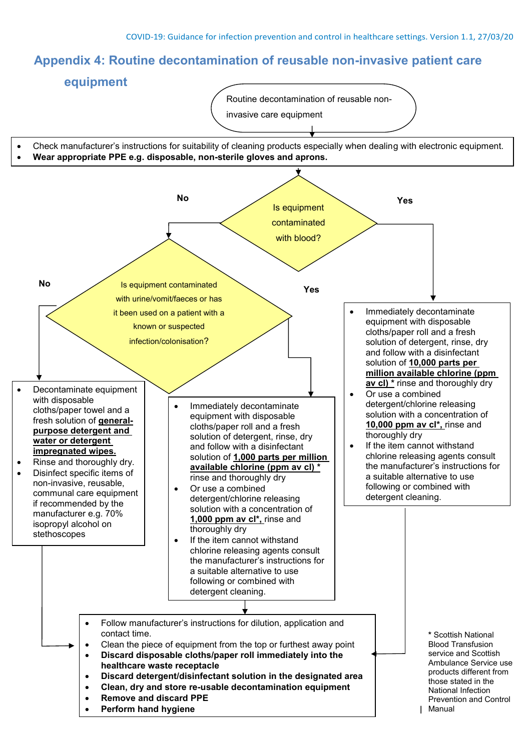## Appendix 4: Routine decontamination of reusable non-invasive patient care equipment

Routine decontamination of reusable non-invasive care equipment

- Check manufacturer's instructions for suitability of cleaning products especially when dealing with electronic equipment.
- **Wear appropriate PPE e.g. disposable, non-sterile gloves and aprons.**

**Is equipment contaminated with blood?**

**Yes:**

- Immediately decontaminate equipment with disposable cloths/paper roll and a fresh solution of detergent, rinse, dry and follow with a disinfectant solution of **10,000 parts per million available chlorine (ppm av cl) *** rinse and thoroughly dry
- Or use a combined detergent/chlorine releasing solution with a concentration of **10,000 ppm av cl*,** rinse and thoroughly dry
- If the item cannot withstand chlorine releasing agents consult the manufacturer's instructions for a suitable alternative to use following or combined with detergent cleaning.

**No:** Is equipment contaminated with urine/vomit/faeces or has it been used on a patient with a known or suspected infection/colonisation?

**Yes:**

- Immediately decontaminate equipment with disposable cloths/paper roll and a fresh solution of detergent, rinse, dry and follow with a disinfectant solution of **1,000 parts per million available chlorine (ppm av cl) *** rinse and thoroughly dry
- Or use a combined detergent/chlorine releasing solution with a concentration of **1,000 ppm av cl*,** rinse and thoroughly dry
- If the item cannot withstand chlorine releasing agents consult the manufacturer's instructions for a suitable alternative to use following or combined with detergent cleaning.

**No:**

- Decontaminate equipment with disposable cloths/paper towel and a fresh solution of **general-purpose detergent and water or detergent impregnated wipes.**
- Rinse and thoroughly dry.
- Disinfect specific items of non-invasive, reusable, communal care equipment if recommended by the manufacturer e.g. 70% isopropyl alcohol on stethoscopes

**Then (all pathways):**

- Follow manufacturer's instructions for dilution, application and contact time.
- Clean the piece of equipment from the top or furthest away point
- **Discard disposable cloths/paper roll immediately into the healthcare waste receptacle**
- **Discard detergent/disinfectant solution in the designated area**
- **Clean, dry and store re-usable decontamination equipment**
- **Remove and discard PPE**
- **Perform hand hygiene**

* Scottish National Blood Transfusion service and Scottish Ambulance Service use products different from those stated in the National Infection Prevention and Control Manual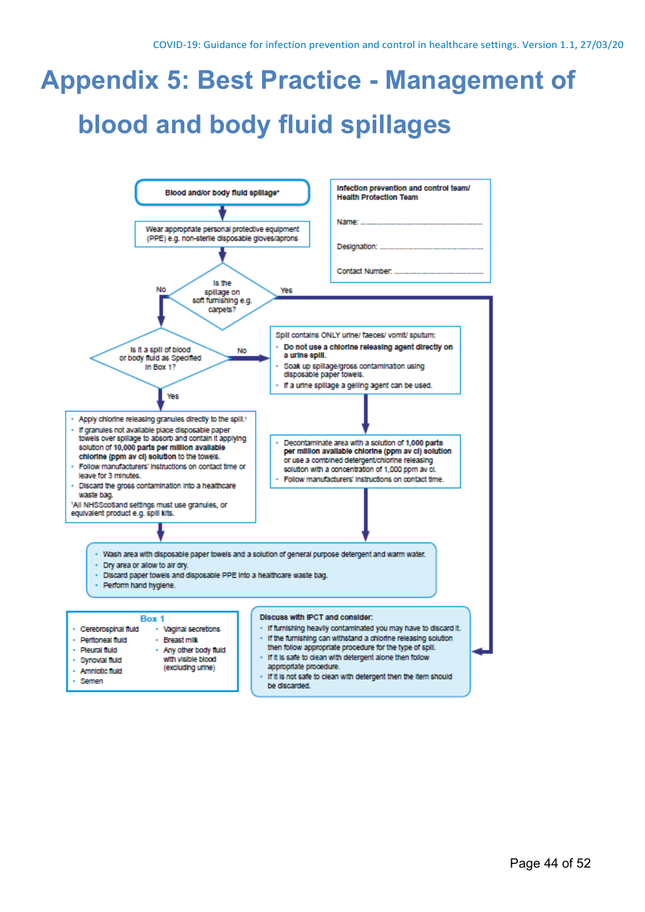# Appendix 5: Best Practice - Management of blood and body fluid spillages

**Blood and/or body fluid spillage***

Wear appropriate personal protective equipment (PPE) e.g. non-sterile disposable gloves/aprons

**Is the spillage on soft furnishing e.g. carpets?**

- **No** → Is it a spill of blood or body fluid as Specified in Box 1?
- **Yes** → Discuss with IPCT and consider (see below)

**Is it a spill of blood or body fluid as Specified in Box 1?**

**Yes:**

- Apply chlorine releasing granules directly to the spill.[1]
- If granules not available place disposable paper towels over spillage to absorb and contain it applying solution of **10,000 parts per million available chlorine (ppm av cl) solution** to the towels.
- Follow manufacturers' instructions on contact time or leave for 3 minutes.
- Discard the gross contamination into a healthcare waste bag.

[1]All NHSScotland settings must use granules, or equivalent product e.g. spill kits.

**No:**

Spill contains ONLY urine/ faeces/ vomit/ sputum:

- **Do not use a chlorine releasing agent directly on a urine spill.**
- Soak up spillage/gross contamination using disposable paper towels.
- If a urine spillage a gelling agent can be used.

Then:

- Decontaminate area with a solution of **1,000 parts per million available chlorine (ppm av cl) solution** or use a combined detergent/chlorine releasing solution with a concentration of 1,000 ppm av cl.
- Follow manufacturers' instructions on contact time.

**Both routes then:**

- Wash area with disposable paper towels and a solution of general purpose detergent and warm water.
- Dry area or allow to air dry.
- Discard paper towels and disposable PPE into a healthcare waste bag.
- Perform hand hygiene.

**Discuss with IPCT and consider:**

- If furnishing heavily contaminated you may have to discard it.
- If the furnishing can withstand a chlorine releasing solution then follow appropriate procedure for the type of spill.
- If it is safe to clean with detergent alone then follow appropriate procedure.
- If it is not safe to clean with detergent then the item should be discarded.

**Box 1**

- Cerebrospinal fluid
- Peritoneal fluid
- Pleural fluid
- Synovial fluid
- Amniotic fluid
- Semen
- Vaginal secretions
- Breast milk
- Any other body fluid with visible blood (excluding urine)

**Infection prevention and control team/ Health Protection Team**

Name: ..................................................

Designation: ..................................................

Contact Number: ..................................................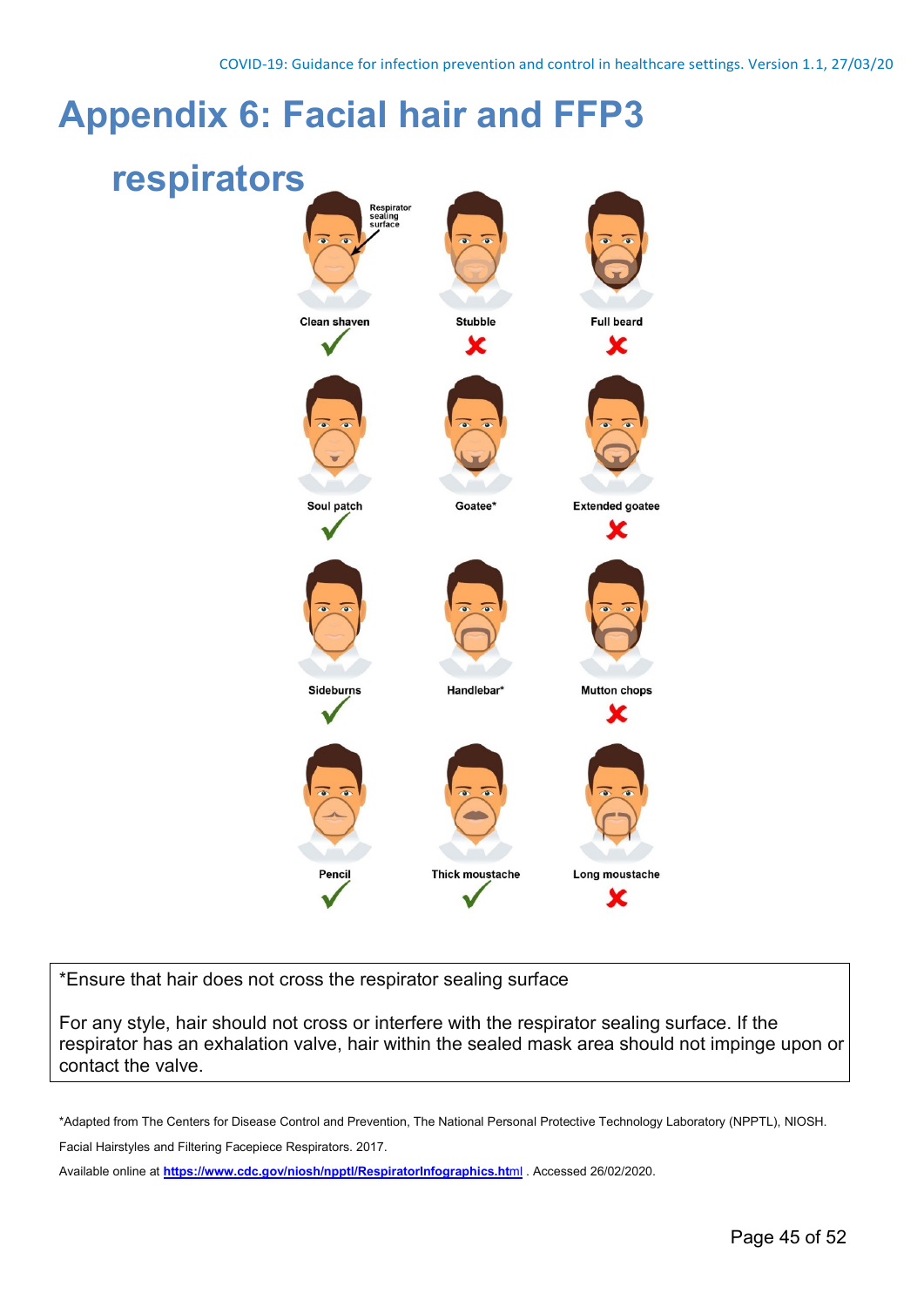# Appendix 6: Facial hair and FFP3 respirators

| Style | Suitable |
|---|---|
| Clean shaven | ✓ |
| Stubble | ✗ |
| Full beard | ✗ |
| Soul patch | ✓ |
| Goatee* | |
| Extended goatee | ✗ |
| Sideburns | ✓ |
| Handlebar* | |
| Mutton chops | ✗ |
| Pencil | ✓ |
| Thick moustache | ✓ |
| Long moustache | ✗ |

Respirator sealing surface

*Ensure that hair does not cross the respirator sealing surface

For any style, hair should not cross or interfere with the respirator sealing surface. If the respirator has an exhalation valve, hair within the sealed mask area should not impinge upon or contact the valve.

*Adapted from The Centers for Disease Control and Prevention, The National Personal Protective Technology Laboratory (NPPTL), NIOSH. Facial Hairstyles and Filtering Facepiece Respirators. 2017.

Available online at **https://www.cdc.gov/niosh/npptl/RespiratorInfographics.html** . Accessed 26/02/2020.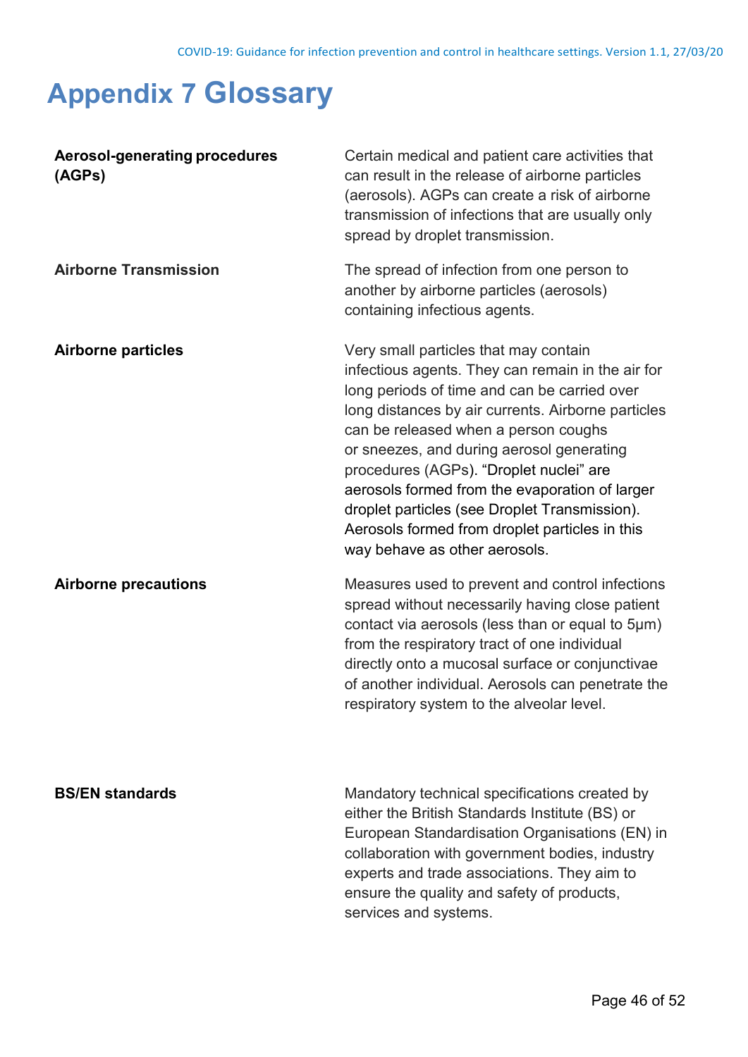# Appendix 7 Glossary

| | |
|---|---|
| **Aerosol-generating procedures (AGPs)** | Certain medical and patient care activities that can result in the release of airborne particles (aerosols). AGPs can create a risk of airborne transmission of infections that are usually only spread by droplet transmission. |
| **Airborne Transmission** | The spread of infection from one person to another by airborne particles (aerosols) containing infectious agents. |
| **Airborne particles** | Very small particles that may contain infectious agents. They can remain in the air for long periods of time and can be carried over long distances by air currents. Airborne particles can be released when a person coughs or sneezes, and during aerosol generating procedures (AGPs). "Droplet nuclei" are aerosols formed from the evaporation of larger droplet particles (see Droplet Transmission). Aerosols formed from droplet particles in this way behave as other aerosols. |
| **Airborne precautions** | Measures used to prevent and control infections spread without necessarily having close patient contact via aerosols (less than or equal to 5μm) from the respiratory tract of one individual directly onto a mucosal surface or conjunctivae of another individual. Aerosols can penetrate the respiratory system to the alveolar level. |
| **BS/EN standards** | Mandatory technical specifications created by either the British Standards Institute (BS) or European Standardisation Organisations (EN) in collaboration with government bodies, industry experts and trade associations. They aim to ensure the quality and safety of products, services and systems. |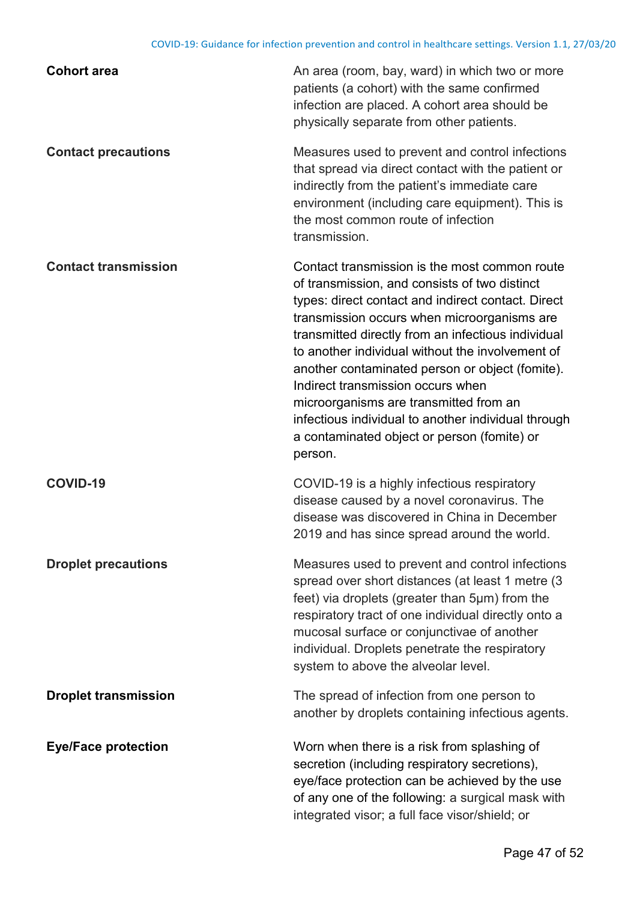| | |
|---|---|
| **Cohort area** | An area (room, bay, ward) in which two or more patients (a cohort) with the same confirmed infection are placed. A cohort area should be physically separate from other patients. |
| **Contact precautions** | Measures used to prevent and control infections that spread via direct contact with the patient or indirectly from the patient's immediate care environment (including care equipment). This is the most common route of infection transmission. |
| **Contact transmission** | Contact transmission is the most common route of transmission, and consists of two distinct types: direct contact and indirect contact. Direct transmission occurs when microorganisms are transmitted directly from an infectious individual to another individual without the involvement of another contaminated person or object (fomite). Indirect transmission occurs when microorganisms are transmitted from an infectious individual to another individual through a contaminated object or person (fomite) or person. |
| **COVID-19** | COVID-19 is a highly infectious respiratory disease caused by a novel coronavirus. The disease was discovered in China in December 2019 and has since spread around the world. |
| **Droplet precautions** | Measures used to prevent and control infections spread over short distances (at least 1 metre (3 feet) via droplets (greater than 5μm) from the respiratory tract of one individual directly onto a mucosal surface or conjunctivae of another individual. Droplets penetrate the respiratory system to above the alveolar level. |
| **Droplet transmission** | The spread of infection from one person to another by droplets containing infectious agents. |
| **Eye/Face protection** | Worn when there is a risk from splashing of secretion (including respiratory secretions), eye/face protection can be achieved by the use of any one of the following: a surgical mask with integrated visor; a full face visor/shield; or |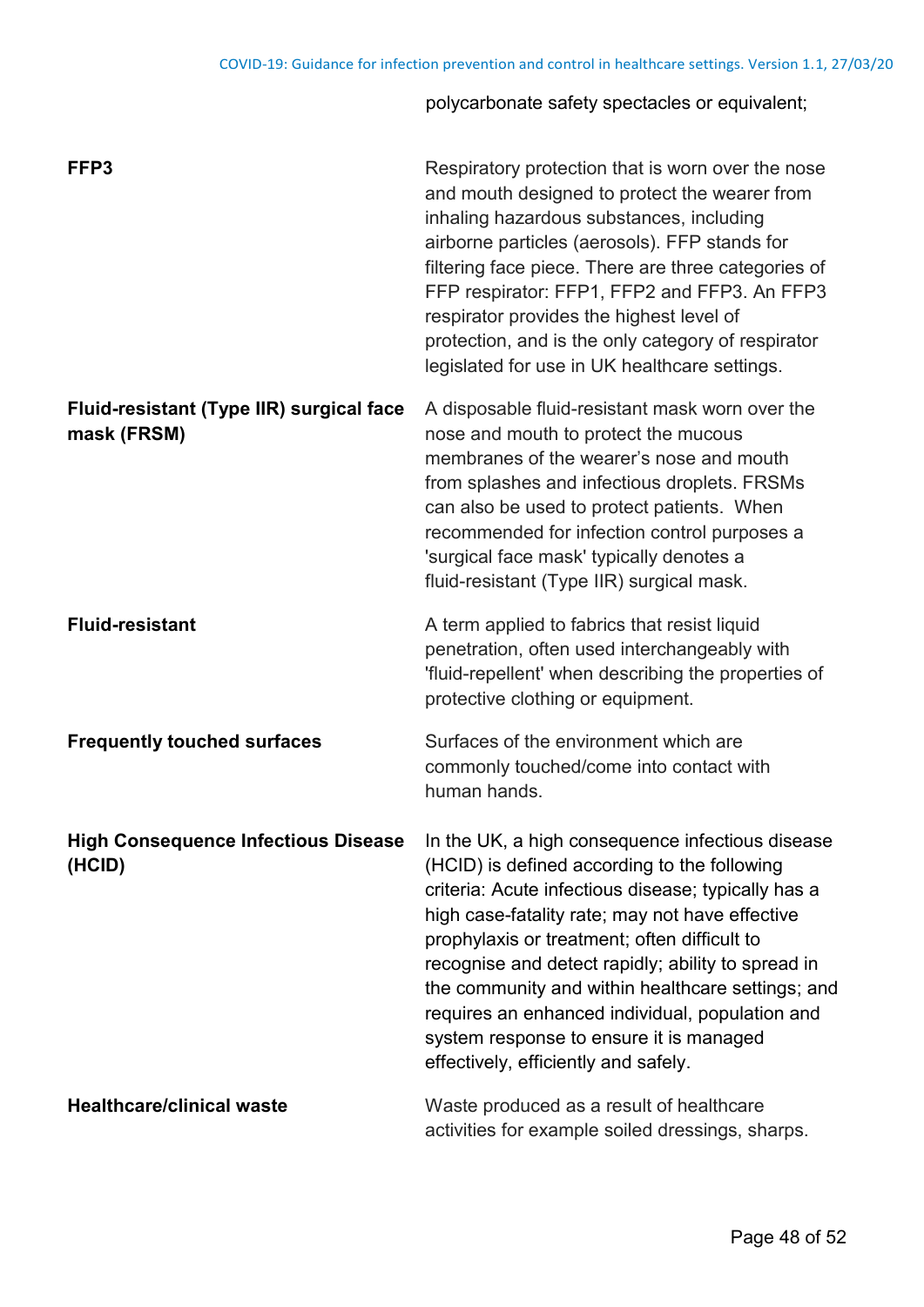| | |
|---|---|
| | polycarbonate safety spectacles or equivalent; |
| **FFP3** | Respiratory protection that is worn over the nose and mouth designed to protect the wearer from inhaling hazardous substances, including airborne particles (aerosols). FFP stands for filtering face piece. There are three categories of FFP respirator: FFP1, FFP2 and FFP3. An FFP3 respirator provides the highest level of protection, and is the only category of respirator legislated for use in UK healthcare settings. |
| **Fluid-resistant (Type IIR) surgical face mask (FRSM)** | A disposable fluid-resistant mask worn over the nose and mouth to protect the mucous membranes of the wearer's nose and mouth from splashes and infectious droplets. FRSMs can also be used to protect patients. When recommended for infection control purposes a 'surgical face mask' typically denotes a fluid-resistant (Type IIR) surgical mask. |
| **Fluid-resistant** | A term applied to fabrics that resist liquid penetration, often used interchangeably with 'fluid-repellent' when describing the properties of protective clothing or equipment. |
| **Frequently touched surfaces** | Surfaces of the environment which are commonly touched/come into contact with human hands. |
| **High Consequence Infectious Disease (HCID)** | In the UK, a high consequence infectious disease (HCID) is defined according to the following criteria: Acute infectious disease; typically has a high case-fatality rate; may not have effective prophylaxis or treatment; often difficult to recognise and detect rapidly; ability to spread in the community and within healthcare settings; and requires an enhanced individual, population and system response to ensure it is managed effectively, efficiently and safely. |
| **Healthcare/clinical waste** | Waste produced as a result of healthcare activities for example soiled dressings, sharps. |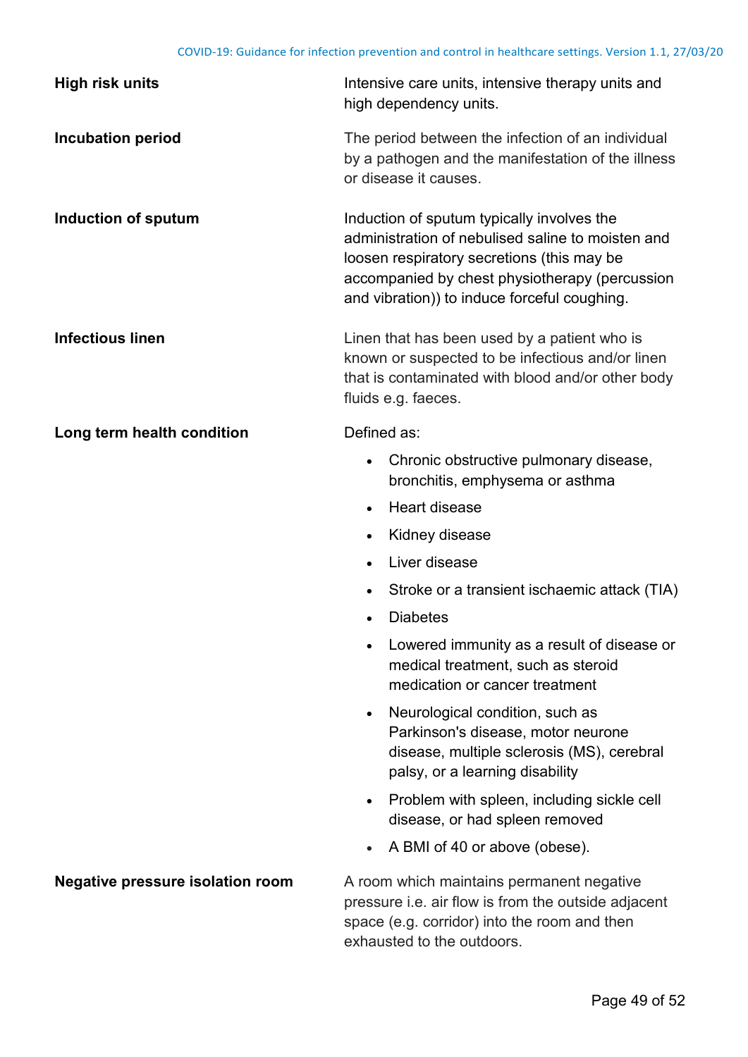| | |
|---|---|
| **High risk units** | Intensive care units, intensive therapy units and high dependency units. |
| **Incubation period** | The period between the infection of an individual by a pathogen and the manifestation of the illness or disease it causes. |
| **Induction of sputum** | Induction of sputum typically involves the administration of nebulised saline to moisten and loosen respiratory secretions (this may be accompanied by chest physiotherapy (percussion and vibration)) to induce forceful coughing. |
| **Infectious linen** | Linen that has been used by a patient who is known or suspected to be infectious and/or linen that is contaminated with blood and/or other body fluids e.g. faeces. |
| **Long term health condition** | Defined as:<br>• Chronic obstructive pulmonary disease, bronchitis, emphysema or asthma<br>• Heart disease<br>• Kidney disease<br>• Liver disease<br>• Stroke or a transient ischaemic attack (TIA)<br>• Diabetes<br>• Lowered immunity as a result of disease or medical treatment, such as steroid medication or cancer treatment<br>• Neurological condition, such as Parkinson's disease, motor neurone disease, multiple sclerosis (MS), cerebral palsy, or a learning disability<br>• Problem with spleen, including sickle cell disease, or had spleen removed<br>• A BMI of 40 or above (obese). |
| **Negative pressure isolation room** | A room which maintains permanent negative pressure i.e. air flow is from the outside adjacent space (e.g. corridor) into the room and then exhausted to the outdoors. |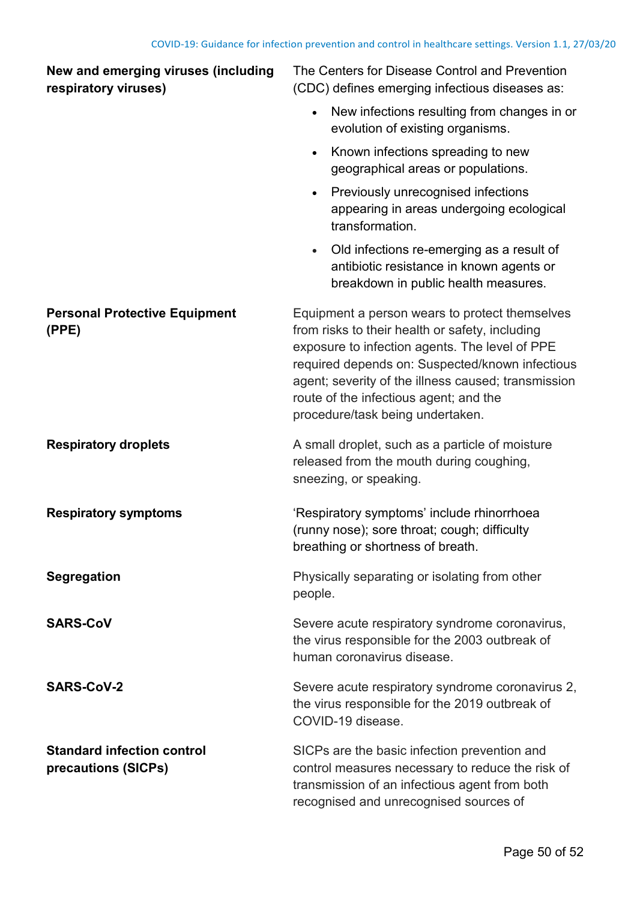| | |
|---|---|
| **New and emerging viruses (including respiratory viruses)** | The Centers for Disease Control and Prevention (CDC) defines emerging infectious diseases as:<br>• New infections resulting from changes in or evolution of existing organisms.<br>• Known infections spreading to new geographical areas or populations.<br>• Previously unrecognised infections appearing in areas undergoing ecological transformation.<br>• Old infections re-emerging as a result of antibiotic resistance in known agents or breakdown in public health measures. |
| **Personal Protective Equipment (PPE)** | Equipment a person wears to protect themselves from risks to their health or safety, including exposure to infection agents. The level of PPE required depends on: Suspected/known infectious agent; severity of the illness caused; transmission route of the infectious agent; and the procedure/task being undertaken. |
| **Respiratory droplets** | A small droplet, such as a particle of moisture released from the mouth during coughing, sneezing, or speaking. |
| **Respiratory symptoms** | 'Respiratory symptoms' include rhinorrhoea (runny nose); sore throat; cough; difficulty breathing or shortness of breath. |
| **Segregation** | Physically separating or isolating from other people. |
| **SARS-CoV** | Severe acute respiratory syndrome coronavirus, the virus responsible for the 2003 outbreak of human coronavirus disease. |
| **SARS-CoV-2** | Severe acute respiratory syndrome coronavirus 2, the virus responsible for the 2019 outbreak of COVID-19 disease. |
| **Standard infection control precautions (SICPs)** | SICPs are the basic infection prevention and control measures necessary to reduce the risk of transmission of an infectious agent from both recognised and unrecognised sources of |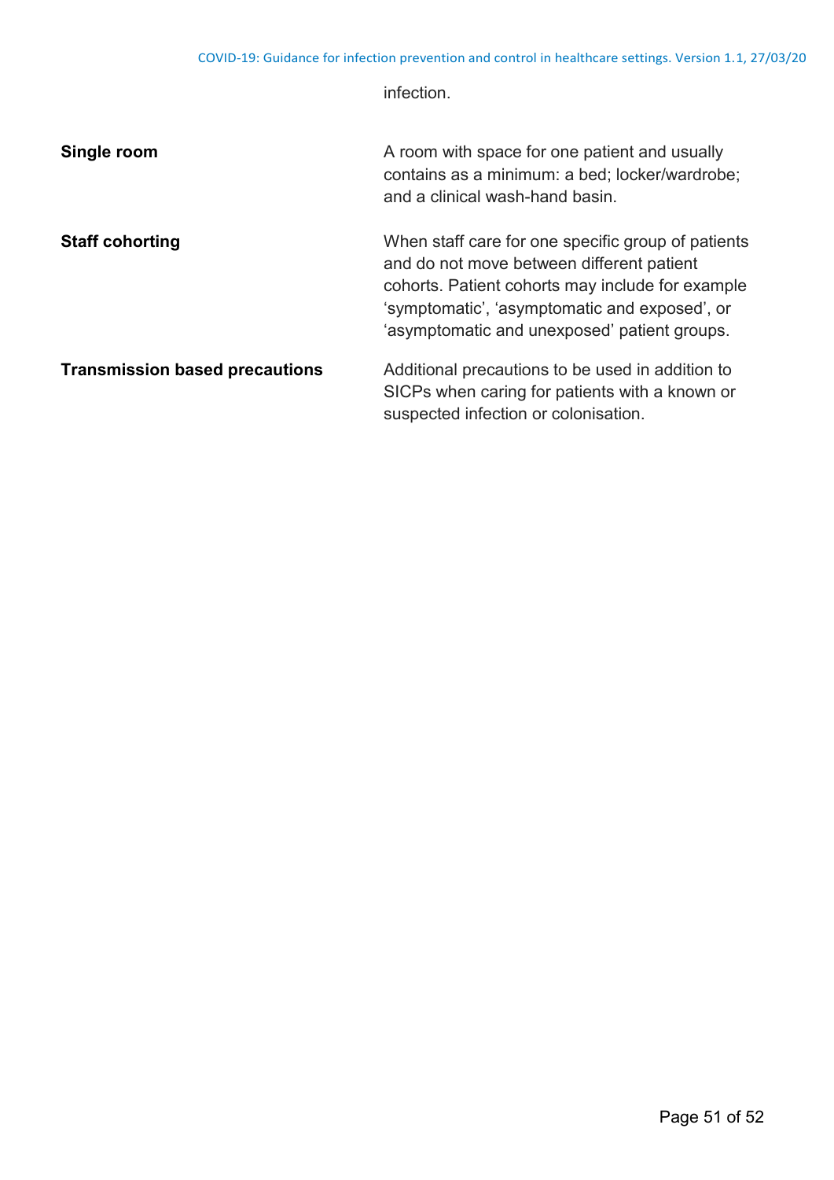| | |
|---|---|
| | infection. |
| **Single room** | A room with space for one patient and usually contains as a minimum: a bed; locker/wardrobe; and a clinical wash-hand basin. |
| **Staff cohorting** | When staff care for one specific group of patients and do not move between different patient cohorts. Patient cohorts may include for example 'symptomatic', 'asymptomatic and exposed', or 'asymptomatic and unexposed' patient groups. |
| **Transmission based precautions** | Additional precautions to be used in addition to SICPs when caring for patients with a known or suspected infection or colonisation. |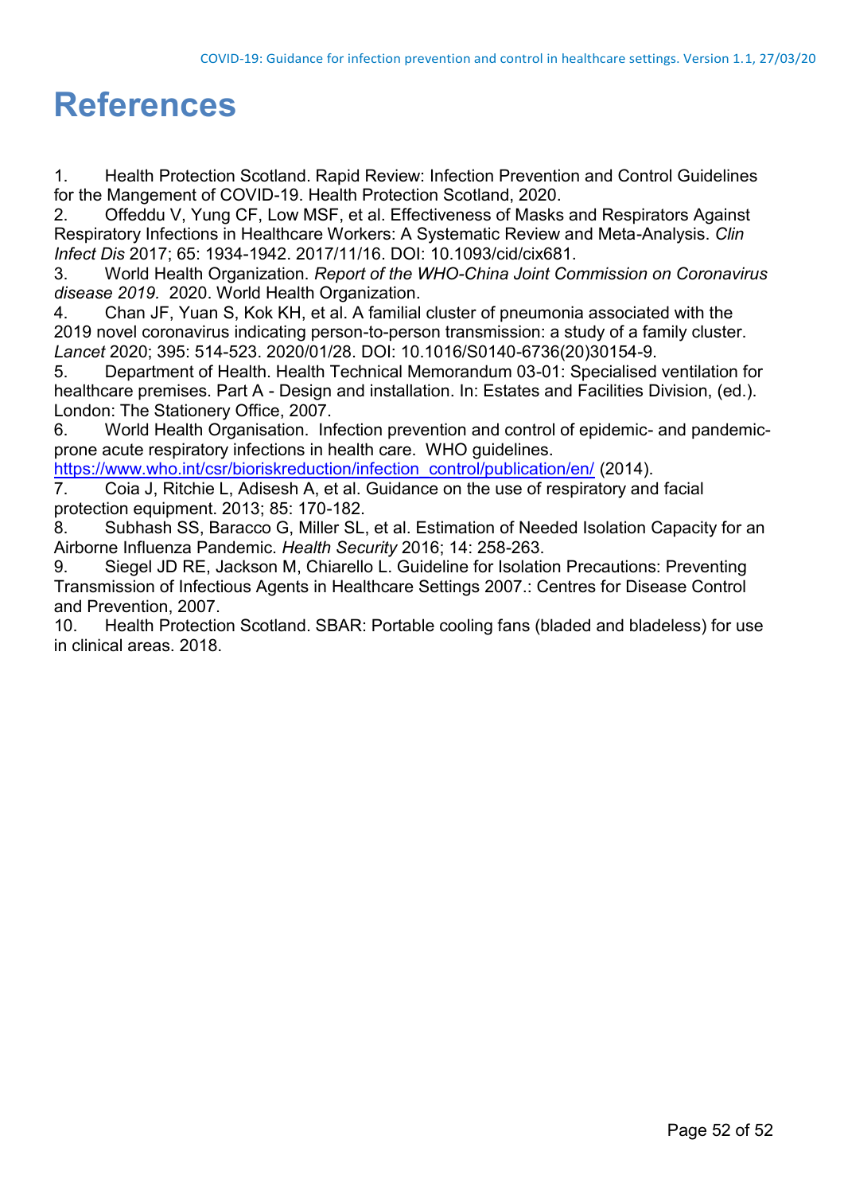# References

1. Health Protection Scotland. Rapid Review: Infection Prevention and Control Guidelines for the Mangement of COVID-19. Health Protection Scotland, 2020.
2. Offeddu V, Yung CF, Low MSF, et al. Effectiveness of Masks and Respirators Against Respiratory Infections in Healthcare Workers: A Systematic Review and Meta-Analysis. *Clin Infect Dis* 2017; 65: 1934-1942. 2017/11/16. DOI: 10.1093/cid/cix681.
3. World Health Organization. *Report of the WHO-China Joint Commission on Coronavirus disease 2019.* 2020. World Health Organization.
4. Chan JF, Yuan S, Kok KH, et al. A familial cluster of pneumonia associated with the 2019 novel coronavirus indicating person-to-person transmission: a study of a family cluster. *Lancet* 2020; 395: 514-523. 2020/01/28. DOI: 10.1016/S0140-6736(20)30154-9.
5. Department of Health. Health Technical Memorandum 03-01: Specialised ventilation for healthcare premises. Part A - Design and installation. In: Estates and Facilities Division, (ed.). London: The Stationery Office, 2007.
6. World Health Organisation. Infection prevention and control of epidemic- and pandemic-prone acute respiratory infections in health care. WHO guidelines. [https://www.who.int/csr/bioriskreduction/infection_control/publication/en/](https://www.who.int/csr/bioriskreduction/infection_control/publication/en/) (2014).
7. Coia J, Ritchie L, Adisesh A, et al. Guidance on the use of respiratory and facial protection equipment. 2013; 85: 170-182.
8. Subhash SS, Baracco G, Miller SL, et al. Estimation of Needed Isolation Capacity for an Airborne Influenza Pandemic. *Health Security* 2016; 14: 258-263.
9. Siegel JD RE, Jackson M, Chiarello L. Guideline for Isolation Precautions: Preventing Transmission of Infectious Agents in Healthcare Settings 2007.: Centres for Disease Control and Prevention, 2007.
10. Health Protection Scotland. SBAR: Portable cooling fans (bladed and bladeless) for use in clinical areas. 2018.